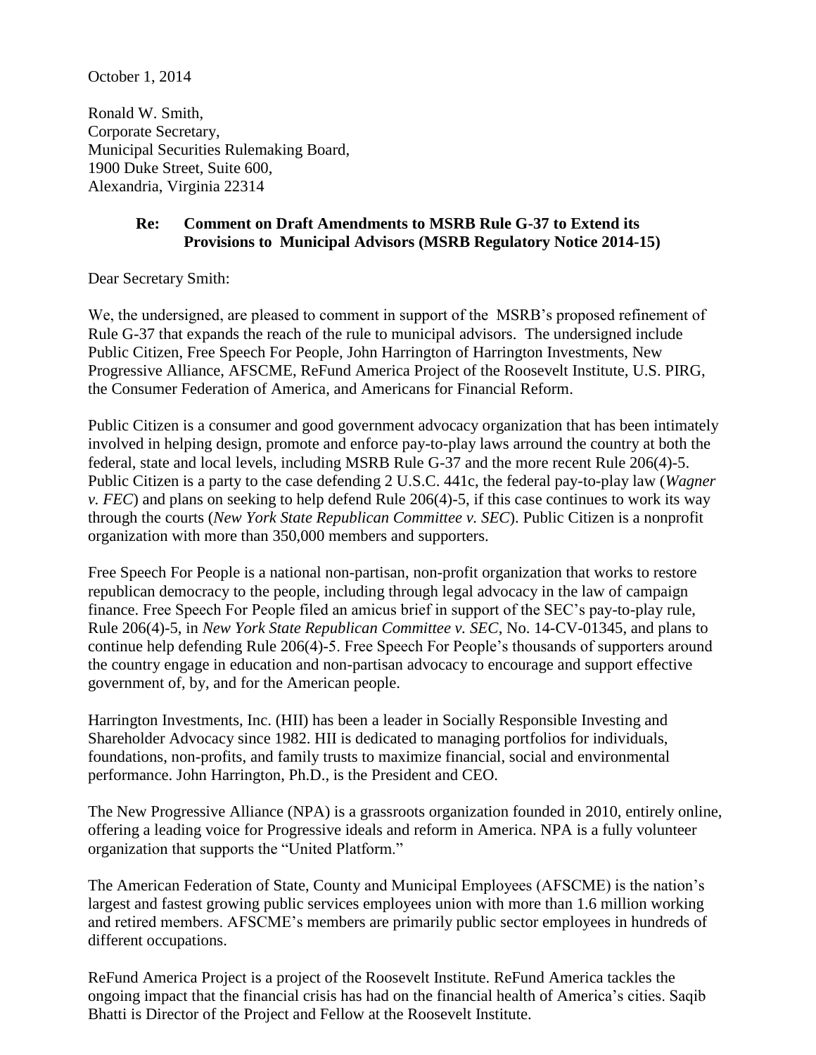October 1, 2014

Ronald W. Smith,
Corporate Secretary,
Municipal Securities Rulemaking Board,
1900 Duke Street, Suite 600,
Alexandria, Virginia 22314

**Re: Comment on Draft Amendments to MSRB Rule G-37 to Extend its Provisions to Municipal Advisors (MSRB Regulatory Notice 2014-15)**

Dear Secretary Smith:

We, the undersigned, are pleased to comment in support of the MSRB's proposed refinement of Rule G-37 that expands the reach of the rule to municipal advisors. The undersigned include Public Citizen, Free Speech For People, John Harrington of Harrington Investments, New Progressive Alliance, AFSCME, ReFund America Project of the Roosevelt Institute, U.S. PIRG, the Consumer Federation of America, and Americans for Financial Reform.

Public Citizen is a consumer and good government advocacy organization that has been intimately involved in helping design, promote and enforce pay-to-play laws arround the country at both the federal, state and local levels, including MSRB Rule G-37 and the more recent Rule 206(4)-5. Public Citizen is a party to the case defending 2 U.S.C. 441c, the federal pay-to-play law (*Wagner v. FEC*) and plans on seeking to help defend Rule 206(4)-5, if this case continues to work its way through the courts (*New York State Republican Committee v. SEC*). Public Citizen is a nonprofit organization with more than 350,000 members and supporters.

Free Speech For People is a national non-partisan, non-profit organization that works to restore republican democracy to the people, including through legal advocacy in the law of campaign finance. Free Speech For People filed an amicus brief in support of the SEC's pay-to-play rule, Rule 206(4)-5, in *New York State Republican Committee v. SEC*, No. 14-CV-01345, and plans to continue help defending Rule 206(4)-5. Free Speech For People's thousands of supporters around the country engage in education and non-partisan advocacy to encourage and support effective government of, by, and for the American people.

Harrington Investments, Inc. (HII) has been a leader in Socially Responsible Investing and Shareholder Advocacy since 1982. HII is dedicated to managing portfolios for individuals, foundations, non-profits, and family trusts to maximize financial, social and environmental performance. John Harrington, Ph.D., is the President and CEO.

The New Progressive Alliance (NPA) is a grassroots organization founded in 2010, entirely online, offering a leading voice for Progressive ideals and reform in America. NPA is a fully volunteer organization that supports the "United Platform."

The American Federation of State, County and Municipal Employees (AFSCME) is the nation's largest and fastest growing public services employees union with more than 1.6 million working and retired members. AFSCME's members are primarily public sector employees in hundreds of different occupations.

ReFund America Project is a project of the Roosevelt Institute. ReFund America tackles the ongoing impact that the financial crisis has had on the financial health of America's cities. Saqib Bhatti is Director of the Project and Fellow at the Roosevelt Institute.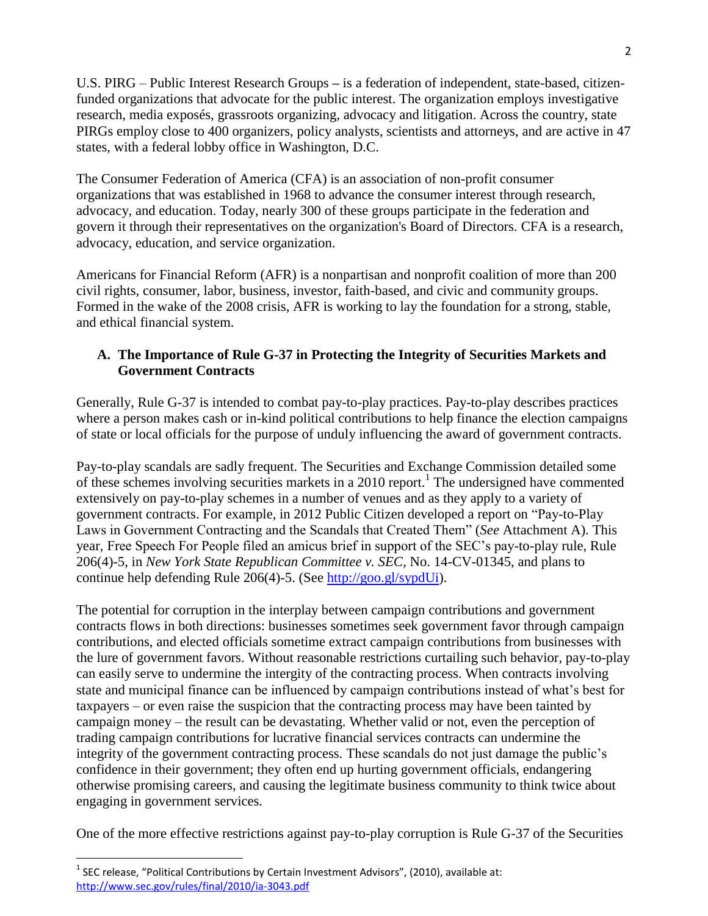U.S. PIRG – Public Interest Research Groups **–** is a federation of independent, state-based, citizen-funded organizations that advocate for the public interest. The organization employs investigative research, media exposés, grassroots organizing, advocacy and litigation. Across the country, state PIRGs employ close to 400 organizers, policy analysts, scientists and attorneys, and are active in 47 states, with a federal lobby office in Washington, D.C.

The Consumer Federation of America (CFA) is an association of non-profit consumer organizations that was established in 1968 to advance the consumer interest through research, advocacy, and education. Today, nearly 300 of these groups participate in the federation and govern it through their representatives on the organization's Board of Directors. CFA is a research, advocacy, education, and service organization.

Americans for Financial Reform (AFR) is a nonpartisan and nonprofit coalition of more than 200 civil rights, consumer, labor, business, investor, faith-based, and civic and community groups. Formed in the wake of the 2008 crisis, AFR is working to lay the foundation for a strong, stable, and ethical financial system.

## A. The Importance of Rule G-37 in Protecting the Integrity of Securities Markets and Government Contracts

Generally, Rule G-37 is intended to combat pay-to-play practices. Pay-to-play describes practices where a person makes cash or in-kind political contributions to help finance the election campaigns of state or local officials for the purpose of unduly influencing the award of government contracts.

Pay-to-play scandals are sadly frequent. The Securities and Exchange Commission detailed some of these schemes involving securities markets in a 2010 report.[1] The undersigned have commented extensively on pay-to-play schemes in a number of venues and as they apply to a variety of government contracts. For example, in 2012 Public Citizen developed a report on "Pay-to-Play Laws in Government Contracting and the Scandals that Created Them" (*See* Attachment A). This year, Free Speech For People filed an amicus brief in support of the SEC's pay-to-play rule, Rule 206(4)-5, in *New York State Republican Committee v. SEC*, No. 14-CV-01345, and plans to continue help defending Rule 206(4)-5. (See http://goo.gl/sypdUi).

The potential for corruption in the interplay between campaign contributions and government contracts flows in both directions: businesses sometimes seek government favor through campaign contributions, and elected officials sometime extract campaign contributions from businesses with the lure of government favors. Without reasonable restrictions curtailing such behavior, pay-to-play can easily serve to undermine the intergity of the contracting process. When contracts involving state and municipal finance can be influenced by campaign contributions instead of what's best for taxpayers – or even raise the suspicion that the contracting process may have been tainted by campaign money – the result can be devastating. Whether valid or not, even the perception of trading campaign contributions for lucrative financial services contracts can undermine the integrity of the government contracting process. These scandals do not just damage the public's confidence in their government; they often end up hurting government officials, endangering otherwise promising careers, and causing the legitimate business community to think twice about engaging in government services.

One of the more effective restrictions against pay-to-play corruption is Rule G-37 of the Securities

---

[1] SEC release, "Political Contributions by Certain Investment Advisors", (2010), available at: http://www.sec.gov/rules/final/2010/ia-3043.pdf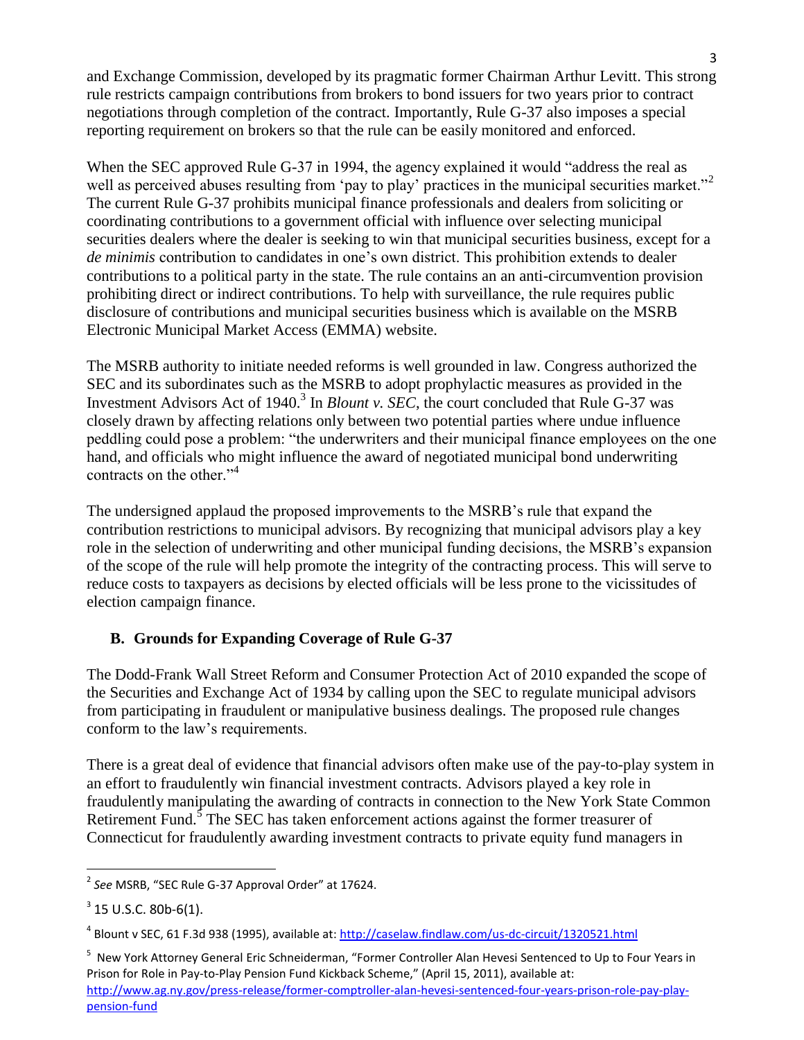and Exchange Commission, developed by its pragmatic former Chairman Arthur Levitt. This strong rule restricts campaign contributions from brokers to bond issuers for two years prior to contract negotiations through completion of the contract. Importantly, Rule G-37 also imposes a special reporting requirement on brokers so that the rule can be easily monitored and enforced.

When the SEC approved Rule G-37 in 1994, the agency explained it would "address the real as well as perceived abuses resulting from 'pay to play' practices in the municipal securities market."[2] The current Rule G-37 prohibits municipal finance professionals and dealers from soliciting or coordinating contributions to a government official with influence over selecting municipal securities dealers where the dealer is seeking to win that municipal securities business, except for a *de minimis* contribution to candidates in one's own district. This prohibition extends to dealer contributions to a political party in the state. The rule contains an an anti-circumvention provision prohibiting direct or indirect contributions. To help with surveillance, the rule requires public disclosure of contributions and municipal securities business which is available on the MSRB Electronic Municipal Market Access (EMMA) website.

The MSRB authority to initiate needed reforms is well grounded in law. Congress authorized the SEC and its subordinates such as the MSRB to adopt prophylactic measures as provided in the Investment Advisors Act of 1940.[3] In *Blount v. SEC*, the court concluded that Rule G-37 was closely drawn by affecting relations only between two potential parties where undue influence peddling could pose a problem: "the underwriters and their municipal finance employees on the one hand, and officials who might influence the award of negotiated municipal bond underwriting contracts on the other."[4]

The undersigned applaud the proposed improvements to the MSRB's rule that expand the contribution restrictions to municipal advisors. By recognizing that municipal advisors play a key role in the selection of underwriting and other municipal funding decisions, the MSRB's expansion of the scope of the rule will help promote the integrity of the contracting process. This will serve to reduce costs to taxpayers as decisions by elected officials will be less prone to the vicissitudes of election campaign finance.

## B. Grounds for Expanding Coverage of Rule G-37

The Dodd-Frank Wall Street Reform and Consumer Protection Act of 2010 expanded the scope of the Securities and Exchange Act of 1934 by calling upon the SEC to regulate municipal advisors from participating in fraudulent or manipulative business dealings. The proposed rule changes conform to the law's requirements.

There is a great deal of evidence that financial advisors often make use of the pay-to-play system in an effort to fraudulently win financial investment contracts. Advisors played a key role in fraudulently manipulating the awarding of contracts in connection to the New York State Common Retirement Fund.[5] The SEC has taken enforcement actions against the former treasurer of Connecticut for fraudulently awarding investment contracts to private equity fund managers in

---

[2] *See* MSRB, "SEC Rule G-37 Approval Order" at 17624.

[3] 15 U.S.C. 80b-6(1).

[4] Blount v SEC, 61 F.3d 938 (1995), available at: http://caselaw.findlaw.com/us-dc-circuit/1320521.html

[5] New York Attorney General Eric Schneiderman, "Former Controller Alan Hevesi Sentenced to Up to Four Years in Prison for Role in Pay-to-Play Pension Fund Kickback Scheme," (April 15, 2011), available at: http://www.ag.ny.gov/press-release/former-comptroller-alan-hevesi-sentenced-four-years-prison-role-pay-play-pension-fund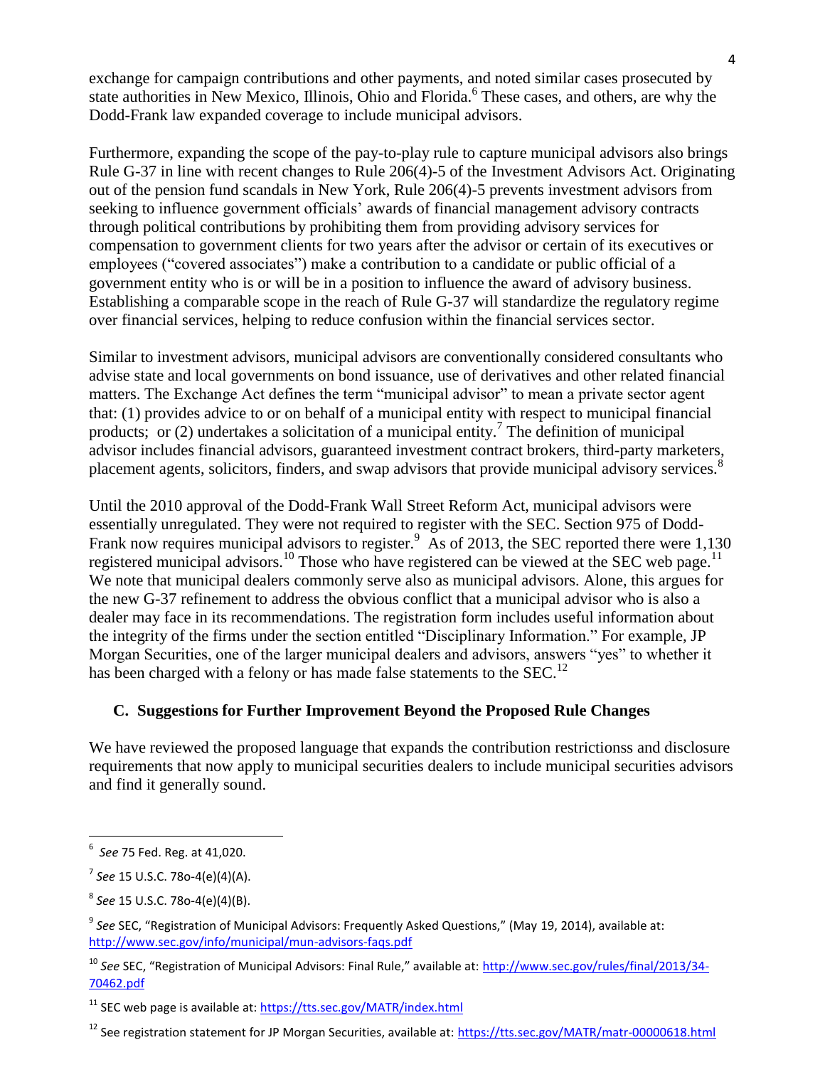exchange for campaign contributions and other payments, and noted similar cases prosecuted by state authorities in New Mexico, Illinois, Ohio and Florida.[6] These cases, and others, are why the Dodd-Frank law expanded coverage to include municipal advisors.

Furthermore, expanding the scope of the pay-to-play rule to capture municipal advisors also brings Rule G-37 in line with recent changes to Rule 206(4)-5 of the Investment Advisors Act. Originating out of the pension fund scandals in New York, Rule 206(4)-5 prevents investment advisors from seeking to influence government officials' awards of financial management advisory contracts through political contributions by prohibiting them from providing advisory services for compensation to government clients for two years after the advisor or certain of its executives or employees ("covered associates") make a contribution to a candidate or public official of a government entity who is or will be in a position to influence the award of advisory business. Establishing a comparable scope in the reach of Rule G-37 will standardize the regulatory regime over financial services, helping to reduce confusion within the financial services sector.

Similar to investment advisors, municipal advisors are conventionally considered consultants who advise state and local governments on bond issuance, use of derivatives and other related financial matters. The Exchange Act defines the term "municipal advisor" to mean a private sector agent that: (1) provides advice to or on behalf of a municipal entity with respect to municipal financial products; or (2) undertakes a solicitation of a municipal entity.[7] The definition of municipal advisor includes financial advisors, guaranteed investment contract brokers, third-party marketers, placement agents, solicitors, finders, and swap advisors that provide municipal advisory services.[8]

Until the 2010 approval of the Dodd-Frank Wall Street Reform Act, municipal advisors were essentially unregulated. They were not required to register with the SEC. Section 975 of Dodd-Frank now requires municipal advisors to register.[9] As of 2013, the SEC reported there were 1,130 registered municipal advisors.[10] Those who have registered can be viewed at the SEC web page.[11] We note that municipal dealers commonly serve also as municipal advisors. Alone, this argues for the new G-37 refinement to address the obvious conflict that a municipal advisor who is also a dealer may face in its recommendations. The registration form includes useful information about the integrity of the firms under the section entitled "Disciplinary Information." For example, JP Morgan Securities, one of the larger municipal dealers and advisors, answers "yes" to whether it has been charged with a felony or has made false statements to the SEC.[12]

### C. Suggestions for Further Improvement Beyond the Proposed Rule Changes

We have reviewed the proposed language that expands the contribution restrictionss and disclosure requirements that now apply to municipal securities dealers to include municipal securities advisors and find it generally sound.

---

[6] *See* 75 Fed. Reg. at 41,020.

[7] *See* 15 U.S.C. 78o-4(e)(4)(A).

[8] *See* 15 U.S.C. 78o-4(e)(4)(B).

[9] *See* SEC, "Registration of Municipal Advisors: Frequently Asked Questions," (May 19, 2014), available at: http://www.sec.gov/info/municipal/mun-advisors-faqs.pdf

[10] *See* SEC, "Registration of Municipal Advisors: Final Rule," available at: http://www.sec.gov/rules/final/2013/34-70462.pdf

[11] SEC web page is available at: https://tts.sec.gov/MATR/index.html

[12] See registration statement for JP Morgan Securities, available at: https://tts.sec.gov/MATR/matr-00000618.html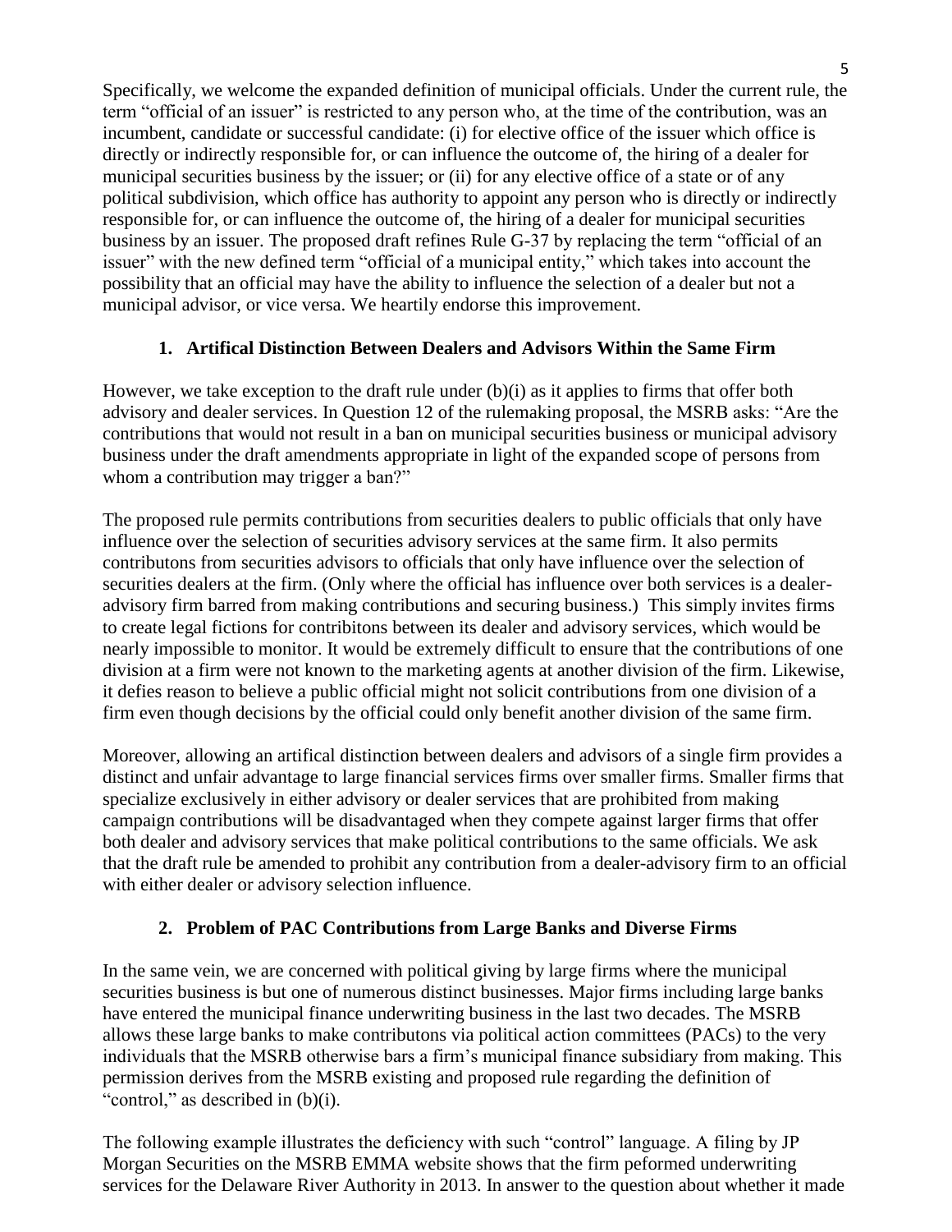Specifically, we welcome the expanded definition of municipal officials. Under the current rule, the term "official of an issuer" is restricted to any person who, at the time of the contribution, was an incumbent, candidate or successful candidate: (i) for elective office of the issuer which office is directly or indirectly responsible for, or can influence the outcome of, the hiring of a dealer for municipal securities business by the issuer; or (ii) for any elective office of a state or of any political subdivision, which office has authority to appoint any person who is directly or indirectly responsible for, or can influence the outcome of, the hiring of a dealer for municipal securities business by an issuer. The proposed draft refines Rule G-37 by replacing the term "official of an issuer" with the new defined term "official of a municipal entity," which takes into account the possibility that an official may have the ability to influence the selection of a dealer but not a municipal advisor, or vice versa. We heartily endorse this improvement.

### 1. Artifical Distinction Between Dealers and Advisors Within the Same Firm

However, we take exception to the draft rule under (b)(i) as it applies to firms that offer both advisory and dealer services. In Question 12 of the rulemaking proposal, the MSRB asks: "Are the contributions that would not result in a ban on municipal securities business or municipal advisory business under the draft amendments appropriate in light of the expanded scope of persons from whom a contribution may trigger a ban?"

The proposed rule permits contributions from securities dealers to public officials that only have influence over the selection of securities advisory services at the same firm. It also permits contributons from securities advisors to officials that only have influence over the selection of securities dealers at the firm. (Only where the official has influence over both services is a dealer-advisory firm barred from making contributions and securing business.) This simply invites firms to create legal fictions for contribitons between its dealer and advisory services, which would be nearly impossible to monitor. It would be extremely difficult to ensure that the contributions of one division at a firm were not known to the marketing agents at another division of the firm. Likewise, it defies reason to believe a public official might not solicit contributions from one division of a firm even though decisions by the official could only benefit another division of the same firm.

Moreover, allowing an artifical distinction between dealers and advisors of a single firm provides a distinct and unfair advantage to large financial services firms over smaller firms. Smaller firms that specialize exclusively in either advisory or dealer services that are prohibited from making campaign contributions will be disadvantaged when they compete against larger firms that offer both dealer and advisory services that make political contributions to the same officials. We ask that the draft rule be amended to prohibit any contribution from a dealer-advisory firm to an official with either dealer or advisory selection influence.

### 2. Problem of PAC Contributions from Large Banks and Diverse Firms

In the same vein, we are concerned with political giving by large firms where the municipal securities business is but one of numerous distinct businesses. Major firms including large banks have entered the municipal finance underwriting business in the last two decades. The MSRB allows these large banks to make contributons via political action committees (PACs) to the very individuals that the MSRB otherwise bars a firm's municipal finance subsidiary from making. This permission derives from the MSRB existing and proposed rule regarding the definition of "control," as described in (b)(i).

The following example illustrates the deficiency with such "control" language. A filing by JP Morgan Securities on the MSRB EMMA website shows that the firm peformed underwriting services for the Delaware River Authority in 2013. In answer to the question about whether it made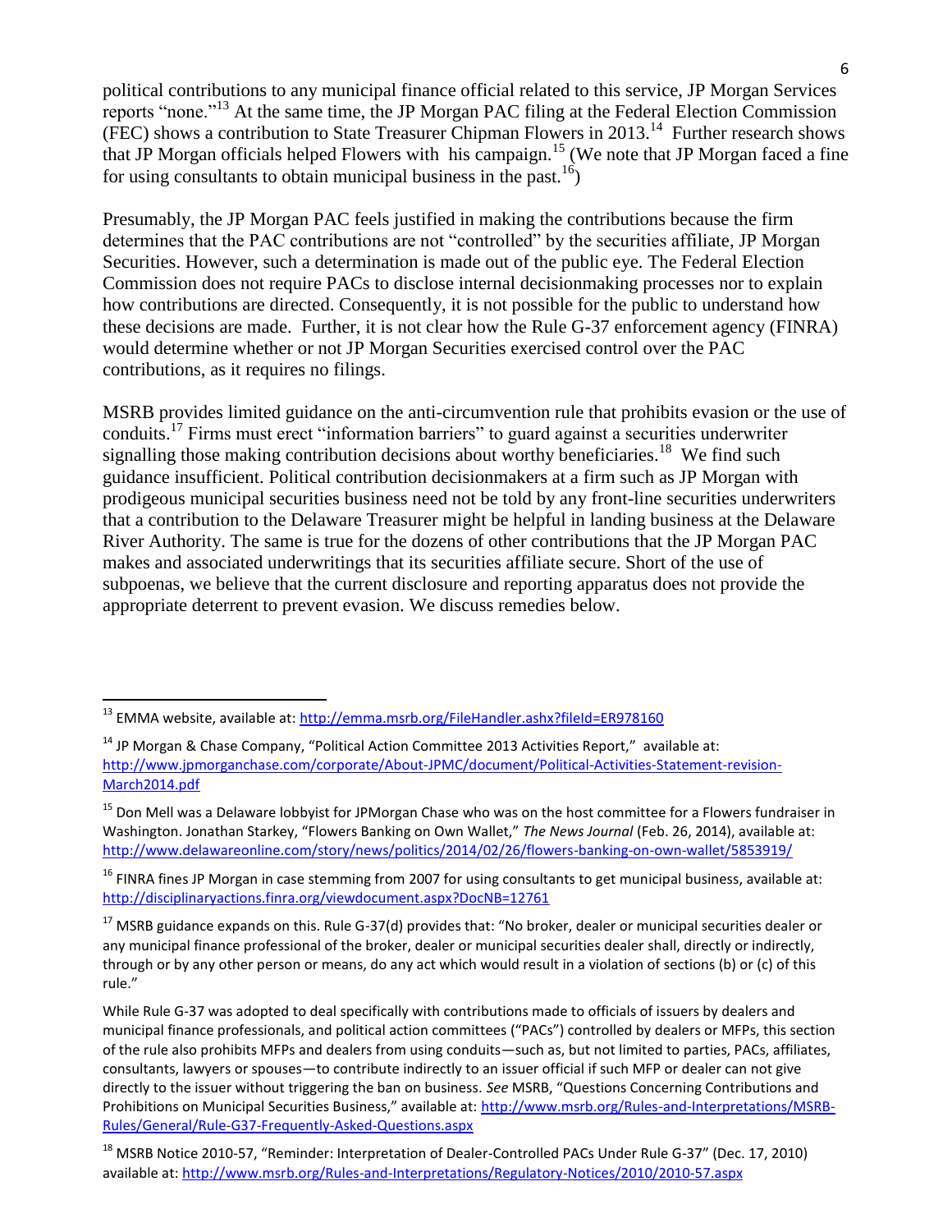political contributions to any municipal finance official related to this service, JP Morgan Services reports "none."[13] At the same time, the JP Morgan PAC filing at the Federal Election Commission (FEC) shows a contribution to State Treasurer Chipman Flowers in 2013.[14] Further research shows that JP Morgan officials helped Flowers with his campaign.[15] (We note that JP Morgan faced a fine for using consultants to obtain municipal business in the past.[16])

Presumably, the JP Morgan PAC feels justified in making the contributions because the firm determines that the PAC contributions are not "controlled" by the securities affiliate, JP Morgan Securities. However, such a determination is made out of the public eye. The Federal Election Commission does not require PACs to disclose internal decisionmaking processes nor to explain how contributions are directed. Consequently, it is not possible for the public to understand how these decisions are made. Further, it is not clear how the Rule G-37 enforcement agency (FINRA) would determine whether or not JP Morgan Securities exercised control over the PAC contributions, as it requires no filings.

MSRB provides limited guidance on the anti-circumvention rule that prohibits evasion or the use of conduits.[17] Firms must erect "information barriers" to guard against a securities underwriter signalling those making contribution decisions about worthy beneficiaries.[18] We find such guidance insufficient. Political contribution decisionmakers at a firm such as JP Morgan with prodigeous municipal securities business need not be told by any front-line securities underwriters that a contribution to the Delaware Treasurer might be helpful in landing business at the Delaware River Authority. The same is true for the dozens of other contributions that the JP Morgan PAC makes and associated underwritings that its securities affiliate secure. Short of the use of subpoenas, we believe that the current disclosure and reporting apparatus does not provide the appropriate deterrent to prevent evasion. We discuss remedies below.

---

[13] EMMA website, available at: http://emma.msrb.org/FileHandler.ashx?fileId=ER978160

[14] JP Morgan & Chase Company, "Political Action Committee 2013 Activities Report," available at: http://www.jpmorganchase.com/corporate/About-JPMC/document/Political-Activities-Statement-revision-March2014.pdf

[15] Don Mell was a Delaware lobbyist for JPMorgan Chase who was on the host committee for a Flowers fundraiser in Washington. Jonathan Starkey, "Flowers Banking on Own Wallet," *The News Journal* (Feb. 26, 2014), available at: http://www.delawareonline.com/story/news/politics/2014/02/26/flowers-banking-on-own-wallet/5853919/

[16] FINRA fines JP Morgan in case stemming from 2007 for using consultants to get municipal business, available at: http://disciplinaryactions.finra.org/viewdocument.aspx?DocNB=12761

[17] MSRB guidance expands on this. Rule G-37(d) provides that: "No broker, dealer or municipal securities dealer or any municipal finance professional of the broker, dealer or municipal securities dealer shall, directly or indirectly, through or by any other person or means, do any act which would result in a violation of sections (b) or (c) of this rule."

While Rule G-37 was adopted to deal specifically with contributions made to officials of issuers by dealers and municipal finance professionals, and political action committees ("PACs") controlled by dealers or MFPs, this section of the rule also prohibits MFPs and dealers from using conduits—such as, but not limited to parties, PACs, affiliates, consultants, lawyers or spouses—to contribute indirectly to an issuer official if such MFP or dealer can not give directly to the issuer without triggering the ban on business. *See* MSRB, "Questions Concerning Contributions and Prohibitions on Municipal Securities Business," available at: http://www.msrb.org/Rules-and-Interpretations/MSRB-Rules/General/Rule-G37-Frequently-Asked-Questions.aspx

[18] MSRB Notice 2010-57, "Reminder: Interpretation of Dealer-Controlled PACs Under Rule G-37" (Dec. 17, 2010) available at: http://www.msrb.org/Rules-and-Interpretations/Regulatory-Notices/2010/2010-57.aspx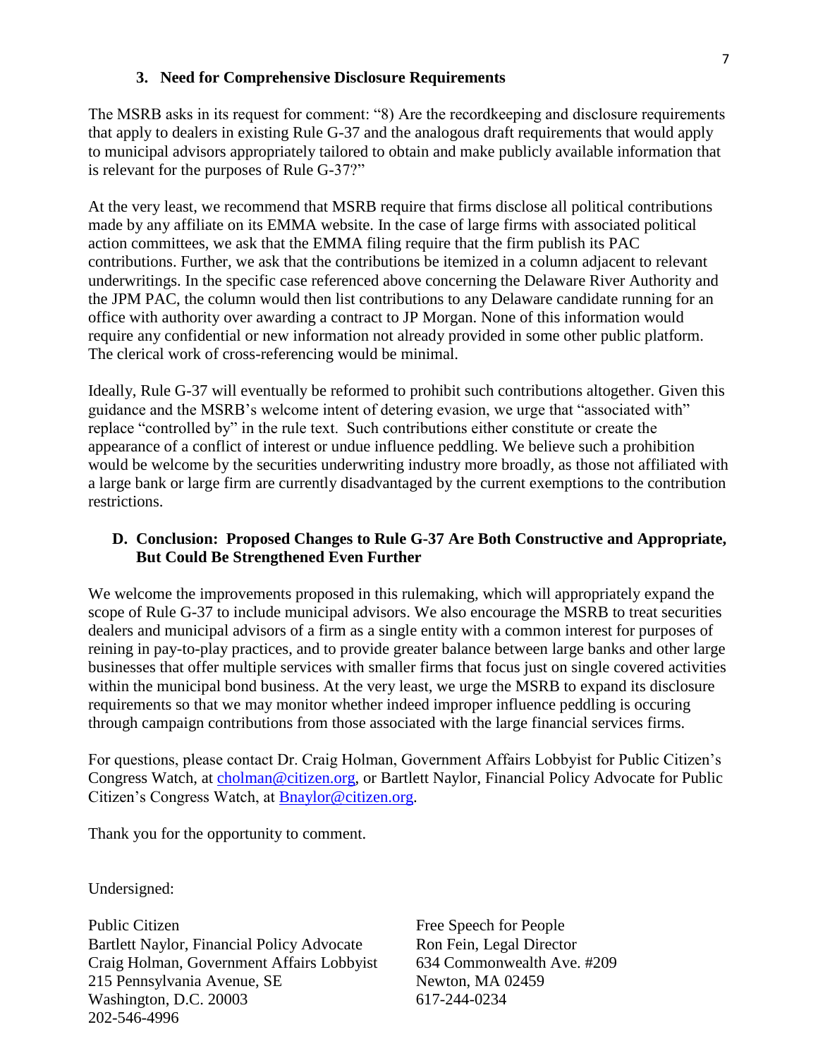### 3. Need for Comprehensive Disclosure Requirements

The MSRB asks in its request for comment: "8) Are the recordkeeping and disclosure requirements that apply to dealers in existing Rule G-37 and the analogous draft requirements that would apply to municipal advisors appropriately tailored to obtain and make publicly available information that is relevant for the purposes of Rule G-37?"

At the very least, we recommend that MSRB require that firms disclose all political contributions made by any affiliate on its EMMA website. In the case of large firms with associated political action committees, we ask that the EMMA filing require that the firm publish its PAC contributions. Further, we ask that the contributions be itemized in a column adjacent to relevant underwritings. In the specific case referenced above concerning the Delaware River Authority and the JPM PAC, the column would then list contributions to any Delaware candidate running for an office with authority over awarding a contract to JP Morgan. None of this information would require any confidential or new information not already provided in some other public platform. The clerical work of cross-referencing would be minimal.

Ideally, Rule G-37 will eventually be reformed to prohibit such contributions altogether. Given this guidance and the MSRB's welcome intent of detering evasion, we urge that "associated with" replace "controlled by" in the rule text. Such contributions either constitute or create the appearance of a conflict of interest or undue influence peddling. We believe such a prohibition would be welcome by the securities underwriting industry more broadly, as those not affiliated with a large bank or large firm are currently disadvantaged by the current exemptions to the contribution restrictions.

## D. Conclusion: Proposed Changes to Rule G-37 Are Both Constructive and Appropriate, But Could Be Strengthened Even Further

We welcome the improvements proposed in this rulemaking, which will appropriately expand the scope of Rule G-37 to include municipal advisors. We also encourage the MSRB to treat securities dealers and municipal advisors of a firm as a single entity with a common interest for purposes of reining in pay-to-play practices, and to provide greater balance between large banks and other large businesses that offer multiple services with smaller firms that focus just on single covered activities within the municipal bond business. At the very least, we urge the MSRB to expand its disclosure requirements so that we may monitor whether indeed improper influence peddling is occuring through campaign contributions from those associated with the large financial services firms.

For questions, please contact Dr. Craig Holman, Government Affairs Lobbyist for Public Citizen's Congress Watch, at [cholman@citizen.org](mailto:cholman@citizen.org), or Bartlett Naylor, Financial Policy Advocate for Public Citizen's Congress Watch, at [Bnaylor@citizen.org](mailto:Bnaylor@citizen.org).

Thank you for the opportunity to comment.

Undersigned:

Public Citizen
Bartlett Naylor, Financial Policy Advocate
Craig Holman, Government Affairs Lobbyist
215 Pennsylvania Avenue, SE
Washington, D.C. 20003
202-546-4996

Free Speech for People
Ron Fein, Legal Director
634 Commonwealth Ave. #209
Newton, MA 02459
617-244-0234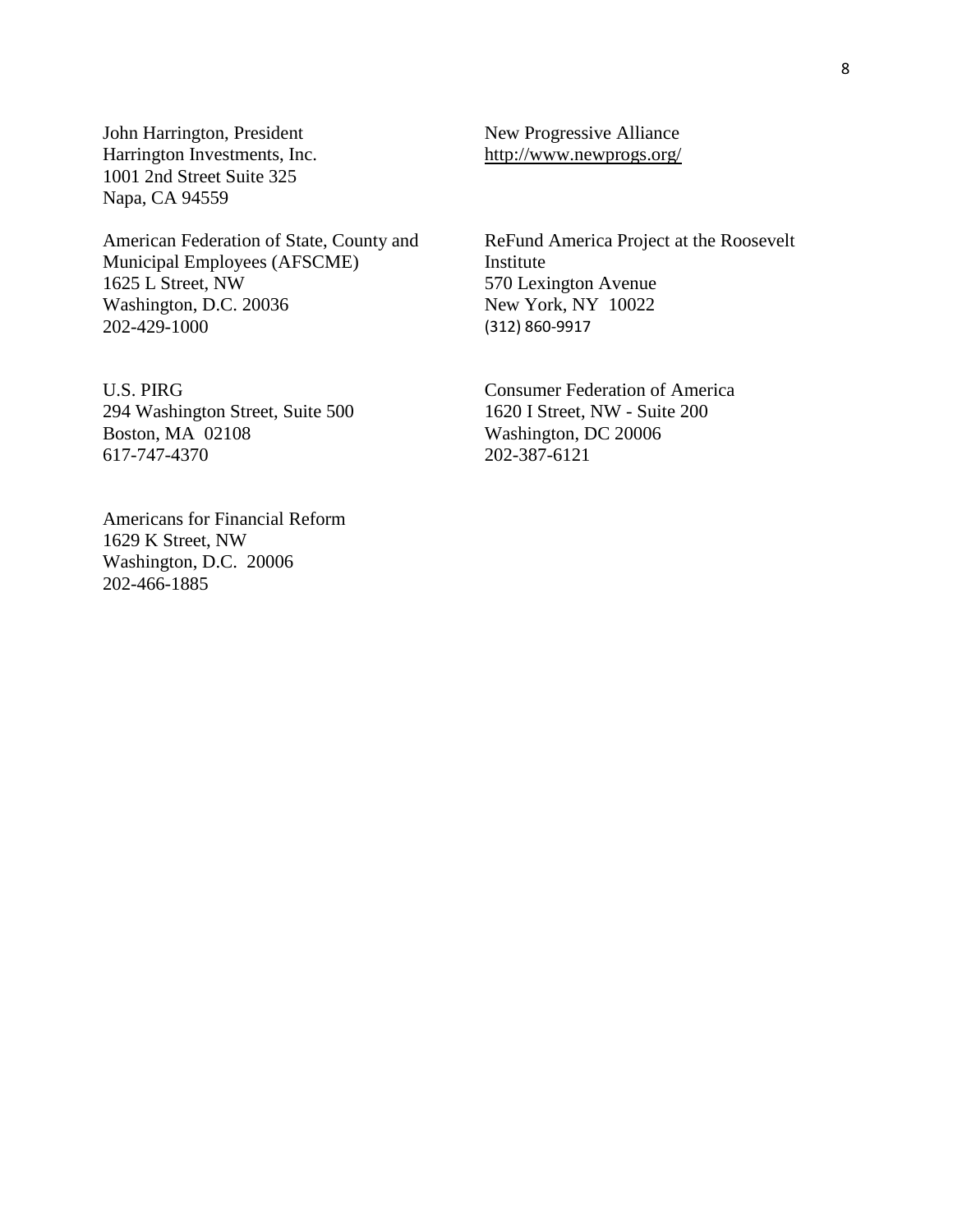John Harrington, President
Harrington Investments, Inc.
1001 2nd Street Suite 325
Napa, CA 94559

New Progressive Alliance
http://www.newprogs.org/

American Federation of State, County and Municipal Employees (AFSCME)
1625 L Street, NW
Washington, D.C. 20036
202-429-1000

ReFund America Project at the Roosevelt Institute
570 Lexington Avenue
New York, NY 10022
(312) 860-9917

U.S. PIRG
294 Washington Street, Suite 500
Boston, MA 02108
617-747-4370

Consumer Federation of America
1620 I Street, NW - Suite 200
Washington, DC 20006
202-387-6121

Americans for Financial Reform
1629 K Street, NW
Washington, D.C. 20006
202-466-1885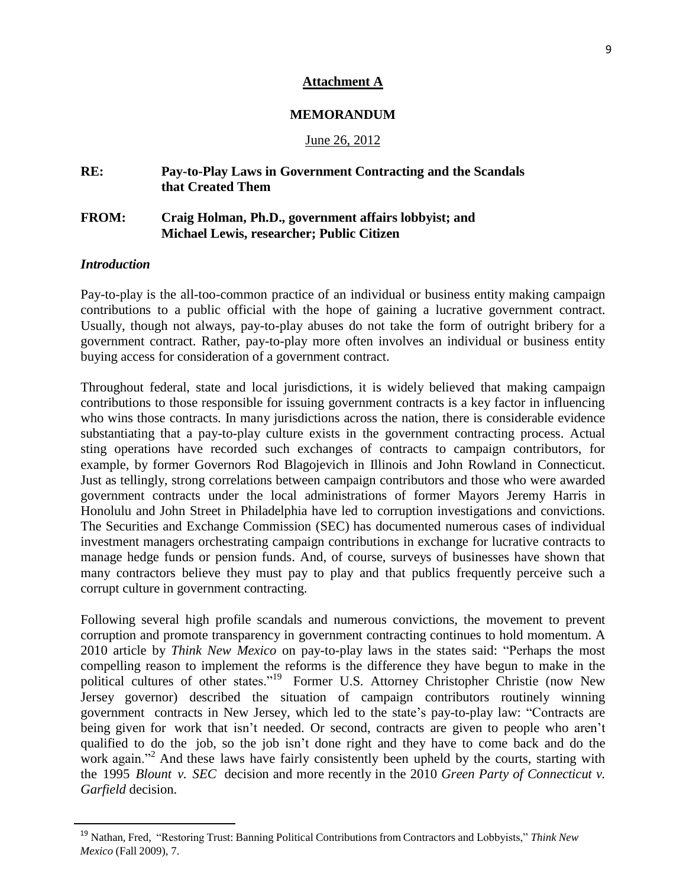**Attachment A**

**MEMORANDUM**

June 26, 2012

**RE: Pay-to-Play Laws in Government Contracting and the Scandals that Created Them**

**FROM: Craig Holman, Ph.D., government affairs lobbyist; and Michael Lewis, researcher; Public Citizen**

***Introduction***

Pay-to-play is the all-too-common practice of an individual or business entity making campaign contributions to a public official with the hope of gaining a lucrative government contract. Usually, though not always, pay-to-play abuses do not take the form of outright bribery for a government contract. Rather, pay-to-play more often involves an individual or business entity buying access for consideration of a government contract.

Throughout federal, state and local jurisdictions, it is widely believed that making campaign contributions to those responsible for issuing government contracts is a key factor in influencing who wins those contracts. In many jurisdictions across the nation, there is considerable evidence substantiating that a pay-to-play culture exists in the government contracting process. Actual sting operations have recorded such exchanges of contracts to campaign contributors, for example, by former Governors Rod Blagojevich in Illinois and John Rowland in Connecticut. Just as tellingly, strong correlations between campaign contributors and those who were awarded government contracts under the local administrations of former Mayors Jeremy Harris in Honolulu and John Street in Philadelphia have led to corruption investigations and convictions. The Securities and Exchange Commission (SEC) has documented numerous cases of individual investment managers orchestrating campaign contributions in exchange for lucrative contracts to manage hedge funds or pension funds. And, of course, surveys of businesses have shown that many contractors believe they must pay to play and that publics frequently perceive such a corrupt culture in government contracting.

Following several high profile scandals and numerous convictions, the movement to prevent corruption and promote transparency in government contracting continues to hold momentum. A 2010 article by *Think New Mexico* on pay-to-play laws in the states said: "Perhaps the most compelling reason to implement the reforms is the difference they have begun to make in the political cultures of other states."[19] Former U.S. Attorney Christopher Christie (now New Jersey governor) described the situation of campaign contributors routinely winning government contracts in New Jersey, which led to the state's pay-to-play law: "Contracts are being given for work that isn't needed. Or second, contracts are given to people who aren't qualified to do the job, so the job isn't done right and they have to come back and do the work again."[2] And these laws have fairly consistently been upheld by the courts, starting with the 1995 *Blount v. SEC* decision and more recently in the 2010 *Green Party of Connecticut v. Garfield* decision.

---

[19] Nathan, Fred, "Restoring Trust: Banning Political Contributions from Contractors and Lobbyists," *Think New Mexico* (Fall 2009), 7.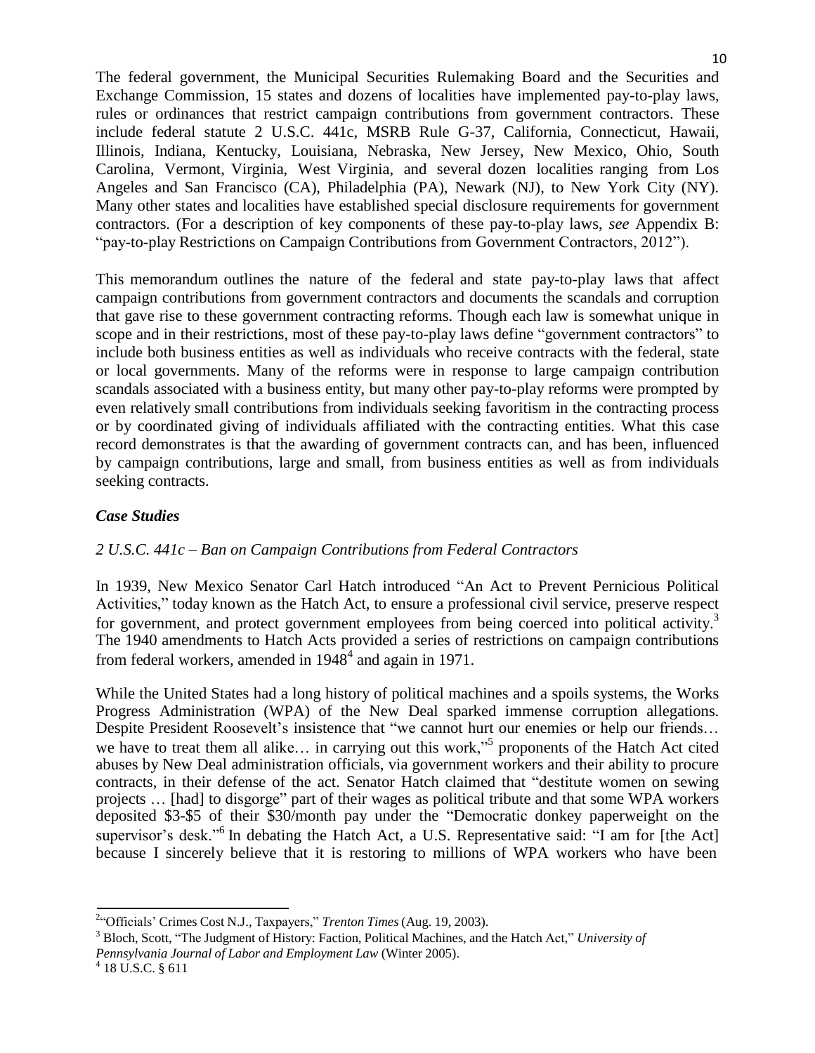The federal government, the Municipal Securities Rulemaking Board and the Securities and Exchange Commission, 15 states and dozens of localities have implemented pay-to-play laws, rules or ordinances that restrict campaign contributions from government contractors. These include federal statute 2 U.S.C. 441c, MSRB Rule G-37, California, Connecticut, Hawaii, Illinois, Indiana, Kentucky, Louisiana, Nebraska, New Jersey, New Mexico, Ohio, South Carolina, Vermont, Virginia, West Virginia, and several dozen localities ranging from Los Angeles and San Francisco (CA), Philadelphia (PA), Newark (NJ), to New York City (NY). Many other states and localities have established special disclosure requirements for government contractors. (For a description of key components of these pay-to-play laws, *see* Appendix B: "pay-to-play Restrictions on Campaign Contributions from Government Contractors, 2012").

This memorandum outlines the nature of the federal and state pay-to-play laws that affect campaign contributions from government contractors and documents the scandals and corruption that gave rise to these government contracting reforms. Though each law is somewhat unique in scope and in their restrictions, most of these pay-to-play laws define "government contractors" to include both business entities as well as individuals who receive contracts with the federal, state or local governments. Many of the reforms were in response to large campaign contribution scandals associated with a business entity, but many other pay-to-play reforms were prompted by even relatively small contributions from individuals seeking favoritism in the contracting process or by coordinated giving of individuals affiliated with the contracting entities. What this case record demonstrates is that the awarding of government contracts can, and has been, influenced by campaign contributions, large and small, from business entities as well as from individuals seeking contracts.

### *Case Studies*

#### *2 U.S.C. 441c – Ban on Campaign Contributions from Federal Contractors*

In 1939, New Mexico Senator Carl Hatch introduced "An Act to Prevent Pernicious Political Activities," today known as the Hatch Act, to ensure a professional civil service, preserve respect for government, and protect government employees from being coerced into political activity.[3] The 1940 amendments to Hatch Acts provided a series of restrictions on campaign contributions from federal workers, amended in 1948[4] and again in 1971.

While the United States had a long history of political machines and a spoils systems, the Works Progress Administration (WPA) of the New Deal sparked immense corruption allegations. Despite President Roosevelt's insistence that "we cannot hurt our enemies or help our friends… we have to treat them all alike… in carrying out this work,"[5] proponents of the Hatch Act cited abuses by New Deal administration officials, via government workers and their ability to procure contracts, in their defense of the act. Senator Hatch claimed that "destitute women on sewing projects … [had] to disgorge" part of their wages as political tribute and that some WPA workers deposited \$3-\$5 of their \$30/month pay under the "Democratic donkey paperweight on the supervisor's desk."[6] In debating the Hatch Act, a U.S. Representative said: "I am for [the Act] because I sincerely believe that it is restoring to millions of WPA workers who have been

---

[2] "Officials' Crimes Cost N.J., Taxpayers," *Trenton Times* (Aug. 19, 2003).

[3] Bloch, Scott, "The Judgment of History: Faction, Political Machines, and the Hatch Act," *University of Pennsylvania Journal of Labor and Employment Law* (Winter 2005).

[4] 18 U.S.C. § 611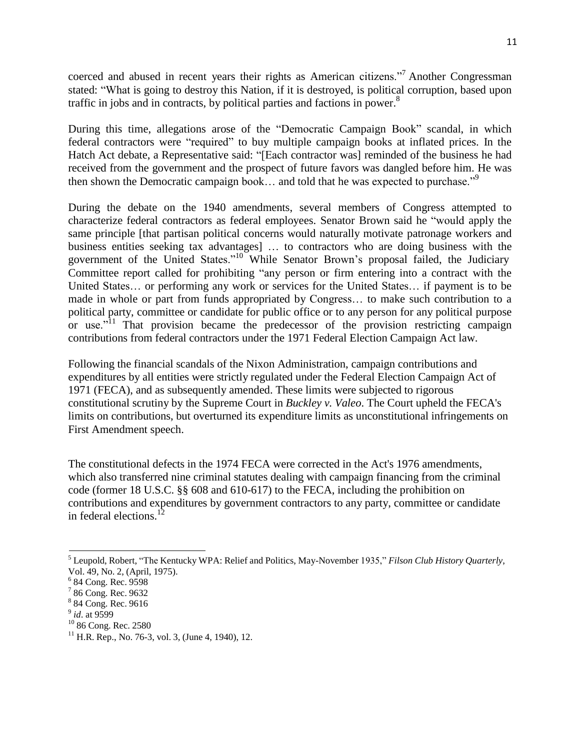coerced and abused in recent years their rights as American citizens."[7] Another Congressman stated: "What is going to destroy this Nation, if it is destroyed, is political corruption, based upon traffic in jobs and in contracts, by political parties and factions in power.[8]

During this time, allegations arose of the "Democratic Campaign Book" scandal, in which federal contractors were "required" to buy multiple campaign books at inflated prices. In the Hatch Act debate, a Representative said: "[Each contractor was] reminded of the business he had received from the government and the prospect of future favors was dangled before him. He was then shown the Democratic campaign book… and told that he was expected to purchase."[9]

During the debate on the 1940 amendments, several members of Congress attempted to characterize federal contractors as federal employees. Senator Brown said he "would apply the same principle [that partisan political concerns would naturally motivate patronage workers and business entities seeking tax advantages] … to contractors who are doing business with the government of the United States."[10] While Senator Brown's proposal failed, the Judiciary Committee report called for prohibiting "any person or firm entering into a contract with the United States… or performing any work or services for the United States… if payment is to be made in whole or part from funds appropriated by Congress… to make such contribution to a political party, committee or candidate for public office or to any person for any political purpose or use."[11] That provision became the predecessor of the provision restricting campaign contributions from federal contractors under the 1971 Federal Election Campaign Act law.

Following the financial scandals of the Nixon Administration, campaign contributions and expenditures by all entities were strictly regulated under the Federal Election Campaign Act of 1971 (FECA), and as subsequently amended. These limits were subjected to rigorous constitutional scrutiny by the Supreme Court in *Buckley v. Valeo*. The Court upheld the FECA's limits on contributions, but overturned its expenditure limits as unconstitutional infringements on First Amendment speech.

The constitutional defects in the 1974 FECA were corrected in the Act's 1976 amendments, which also transferred nine criminal statutes dealing with campaign financing from the criminal code (former 18 U.S.C. §§ 608 and 610-617) to the FECA, including the prohibition on contributions and expenditures by government contractors to any party, committee or candidate in federal elections.[12]

---

[5] Leupold, Robert, "The Kentucky WPA: Relief and Politics, May-November 1935," *Filson Club History Quarterly*, Vol. 49, No. 2, (April, 1975).

[6] 84 Cong. Rec. 9598

[7] 86 Cong. Rec. 9632

[8] 84 Cong. Rec. 9616

[9] *id*. at 9599

[10] 86 Cong. Rec. 2580

[11] H.R. Rep., No. 76-3, vol. 3, (June 4, 1940), 12.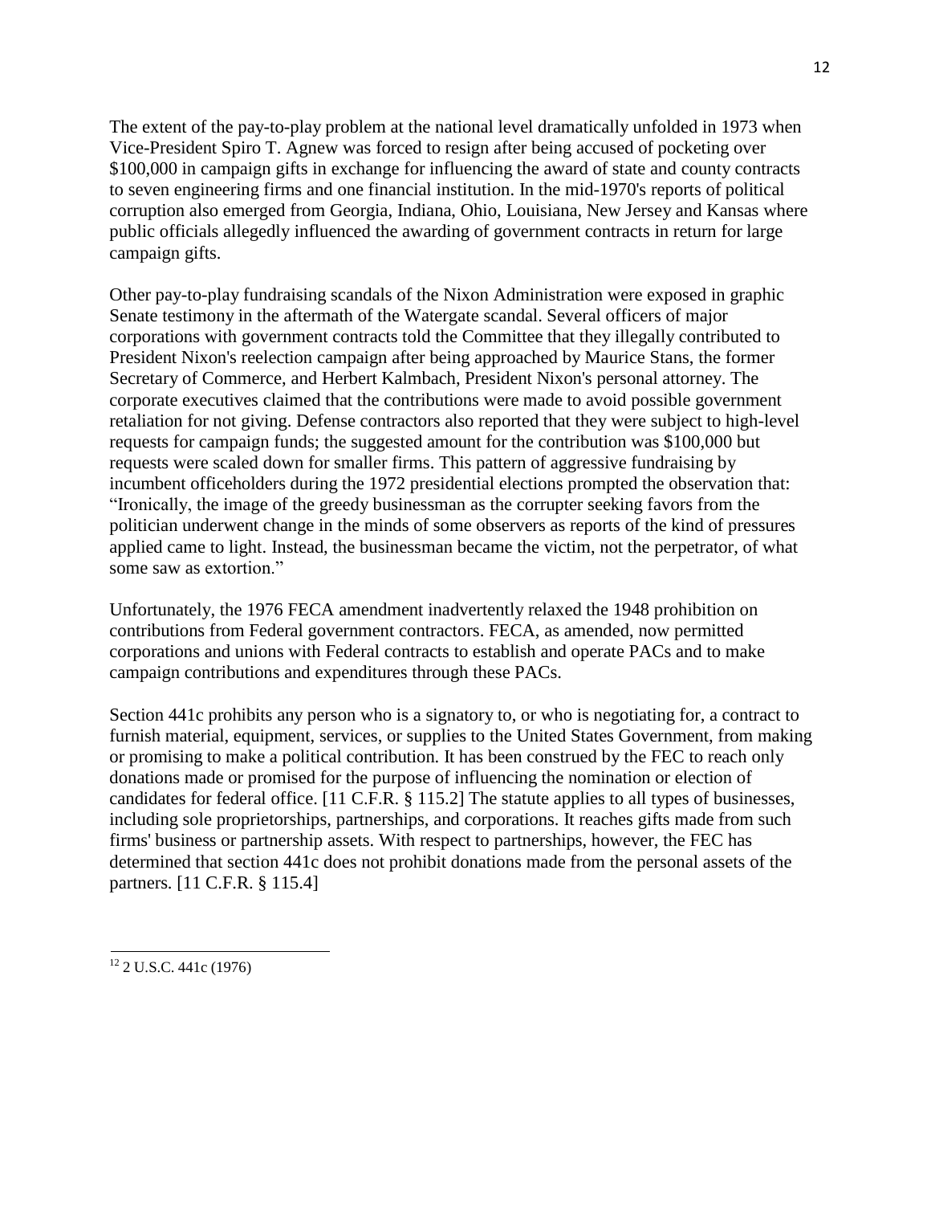The extent of the pay-to-play problem at the national level dramatically unfolded in 1973 when Vice-President Spiro T. Agnew was forced to resign after being accused of pocketing over $100,000 in campaign gifts in exchange for influencing the award of state and county contracts to seven engineering firms and one financial institution. In the mid-1970's reports of political corruption also emerged from Georgia, Indiana, Ohio, Louisiana, New Jersey and Kansas where public officials allegedly influenced the awarding of government contracts in return for large campaign gifts.

Other pay-to-play fundraising scandals of the Nixon Administration were exposed in graphic Senate testimony in the aftermath of the Watergate scandal. Several officers of major corporations with government contracts told the Committee that they illegally contributed to President Nixon's reelection campaign after being approached by Maurice Stans, the former Secretary of Commerce, and Herbert Kalmbach, President Nixon's personal attorney. The corporate executives claimed that the contributions were made to avoid possible government retaliation for not giving. Defense contractors also reported that they were subject to high-level requests for campaign funds; the suggested amount for the contribution was $100,000 but requests were scaled down for smaller firms. This pattern of aggressive fundraising by incumbent officeholders during the 1972 presidential elections prompted the observation that: "Ironically, the image of the greedy businessman as the corrupter seeking favors from the politician underwent change in the minds of some observers as reports of the kind of pressures applied came to light. Instead, the businessman became the victim, not the perpetrator, of what some saw as extortion."

Unfortunately, the 1976 FECA amendment inadvertently relaxed the 1948 prohibition on contributions from Federal government contractors. FECA, as amended, now permitted corporations and unions with Federal contracts to establish and operate PACs and to make campaign contributions and expenditures through these PACs.

Section 441c prohibits any person who is a signatory to, or who is negotiating for, a contract to furnish material, equipment, services, or supplies to the United States Government, from making or promising to make a political contribution. It has been construed by the FEC to reach only donations made or promised for the purpose of influencing the nomination or election of candidates for federal office. [11 C.F.R. § 115.2] The statute applies to all types of businesses, including sole proprietorships, partnerships, and corporations. It reaches gifts made from such firms' business or partnership assets. With respect to partnerships, however, the FEC has determined that section 441c does not prohibit donations made from the personal assets of the partners. [11 C.F.R. § 115.4]

[12] 2 U.S.C. 441c (1976)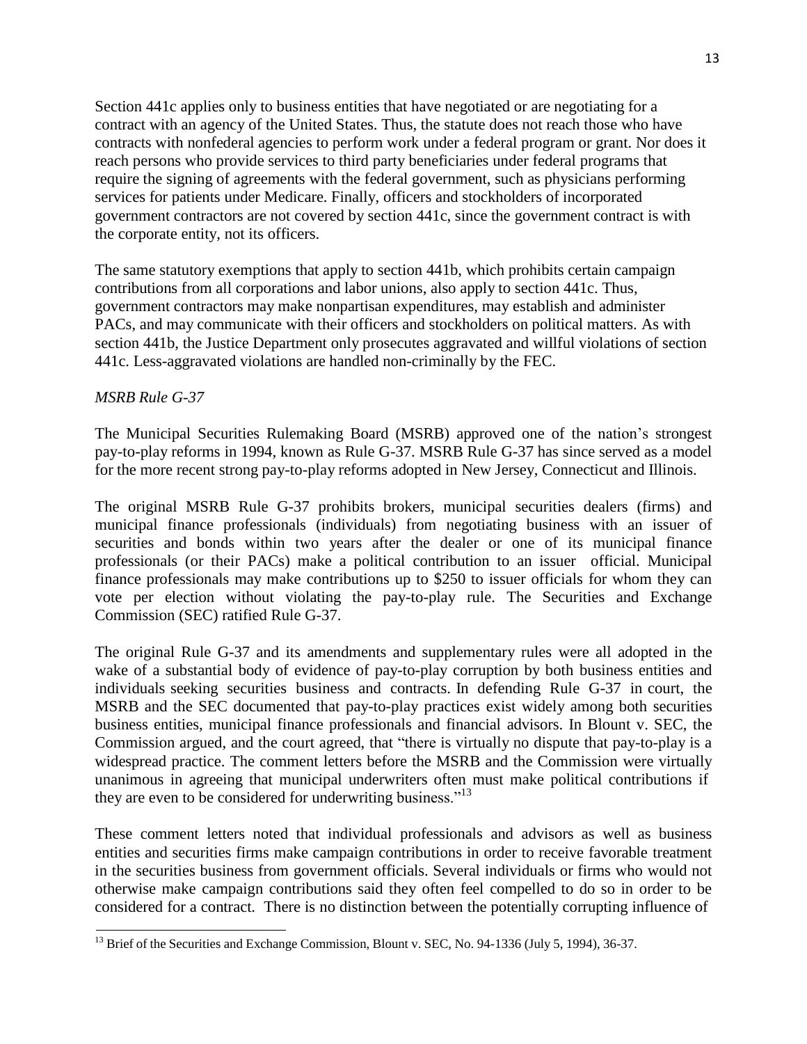Section 441c applies only to business entities that have negotiated or are negotiating for a contract with an agency of the United States. Thus, the statute does not reach those who have contracts with nonfederal agencies to perform work under a federal program or grant. Nor does it reach persons who provide services to third party beneficiaries under federal programs that require the signing of agreements with the federal government, such as physicians performing services for patients under Medicare. Finally, officers and stockholders of incorporated government contractors are not covered by section 441c, since the government contract is with the corporate entity, not its officers.

The same statutory exemptions that apply to section 441b, which prohibits certain campaign contributions from all corporations and labor unions, also apply to section 441c. Thus, government contractors may make nonpartisan expenditures, may establish and administer PACs, and may communicate with their officers and stockholders on political matters. As with section 441b, the Justice Department only prosecutes aggravated and willful violations of section 441c. Less-aggravated violations are handled non-criminally by the FEC.

*MSRB Rule G-37*

The Municipal Securities Rulemaking Board (MSRB) approved one of the nation's strongest pay-to-play reforms in 1994, known as Rule G-37. MSRB Rule G-37 has since served as a model for the more recent strong pay-to-play reforms adopted in New Jersey, Connecticut and Illinois.

The original MSRB Rule G-37 prohibits brokers, municipal securities dealers (firms) and municipal finance professionals (individuals) from negotiating business with an issuer of securities and bonds within two years after the dealer or one of its municipal finance professionals (or their PACs) make a political contribution to an issuer official. Municipal finance professionals may make contributions up to $250 to issuer officials for whom they can vote per election without violating the pay-to-play rule. The Securities and Exchange Commission (SEC) ratified Rule G-37.

The original Rule G-37 and its amendments and supplementary rules were all adopted in the wake of a substantial body of evidence of pay-to-play corruption by both business entities and individuals seeking securities business and contracts. In defending Rule G-37 in court, the MSRB and the SEC documented that pay-to-play practices exist widely among both securities business entities, municipal finance professionals and financial advisors. In Blount v. SEC, the Commission argued, and the court agreed, that "there is virtually no dispute that pay-to-play is a widespread practice. The comment letters before the MSRB and the Commission were virtually unanimous in agreeing that municipal underwriters often must make political contributions if they are even to be considered for underwriting business."[13]

These comment letters noted that individual professionals and advisors as well as business entities and securities firms make campaign contributions in order to receive favorable treatment in the securities business from government officials. Several individuals or firms who would not otherwise make campaign contributions said they often feel compelled to do so in order to be considered for a contract. There is no distinction between the potentially corrupting influence of

[13] Brief of the Securities and Exchange Commission, Blount v. SEC, No. 94-1336 (July 5, 1994), 36-37.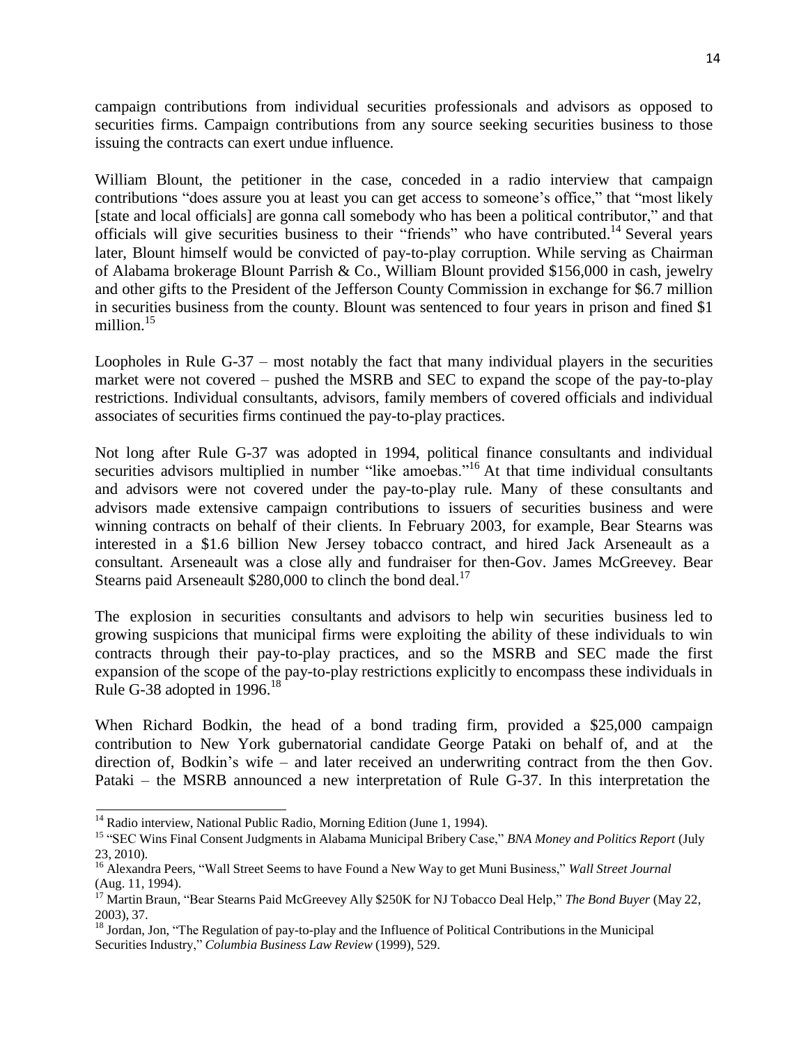campaign contributions from individual securities professionals and advisors as opposed to securities firms. Campaign contributions from any source seeking securities business to those issuing the contracts can exert undue influence.

William Blount, the petitioner in the case, conceded in a radio interview that campaign contributions "does assure you at least you can get access to someone's office," that "most likely [state and local officials] are gonna call somebody who has been a political contributor," and that officials will give securities business to their "friends" who have contributed.[14] Several years later, Blount himself would be convicted of pay-to-play corruption. While serving as Chairman of Alabama brokerage Blount Parrish & Co., William Blount provided \$156,000 in cash, jewelry and other gifts to the President of the Jefferson County Commission in exchange for \$6.7 million in securities business from the county. Blount was sentenced to four years in prison and fined \$1 million.[15]

Loopholes in Rule G-37 – most notably the fact that many individual players in the securities market were not covered – pushed the MSRB and SEC to expand the scope of the pay-to-play restrictions. Individual consultants, advisors, family members of covered officials and individual associates of securities firms continued the pay-to-play practices.

Not long after Rule G-37 was adopted in 1994, political finance consultants and individual securities advisors multiplied in number "like amoebas."[16] At that time individual consultants and advisors were not covered under the pay-to-play rule. Many of these consultants and advisors made extensive campaign contributions to issuers of securities business and were winning contracts on behalf of their clients. In February 2003, for example, Bear Stearns was interested in a \$1.6 billion New Jersey tobacco contract, and hired Jack Arseneault as a consultant. Arseneault was a close ally and fundraiser for then-Gov. James McGreevey. Bear Stearns paid Arseneault \$280,000 to clinch the bond deal.[17]

The explosion in securities consultants and advisors to help win securities business led to growing suspicions that municipal firms were exploiting the ability of these individuals to win contracts through their pay-to-play practices, and so the MSRB and SEC made the first expansion of the scope of the pay-to-play restrictions explicitly to encompass these individuals in Rule G-38 adopted in 1996.[18]

When Richard Bodkin, the head of a bond trading firm, provided a \$25,000 campaign contribution to New York gubernatorial candidate George Pataki on behalf of, and at the direction of, Bodkin's wife – and later received an underwriting contract from the then Gov. Pataki – the MSRB announced a new interpretation of Rule G-37. In this interpretation the

---

[14] Radio interview, National Public Radio, Morning Edition (June 1, 1994).

[15] "SEC Wins Final Consent Judgments in Alabama Municipal Bribery Case," *BNA Money and Politics Report* (July 23, 2010).

[16] Alexandra Peers, "Wall Street Seems to have Found a New Way to get Muni Business," *Wall Street Journal* (Aug. 11, 1994).

[17] Martin Braun, "Bear Stearns Paid McGreevey Ally \$250K for NJ Tobacco Deal Help," *The Bond Buyer* (May 22, 2003), 37.

[18] Jordan, Jon, "The Regulation of pay-to-play and the Influence of Political Contributions in the Municipal Securities Industry," *Columbia Business Law Review* (1999), 529.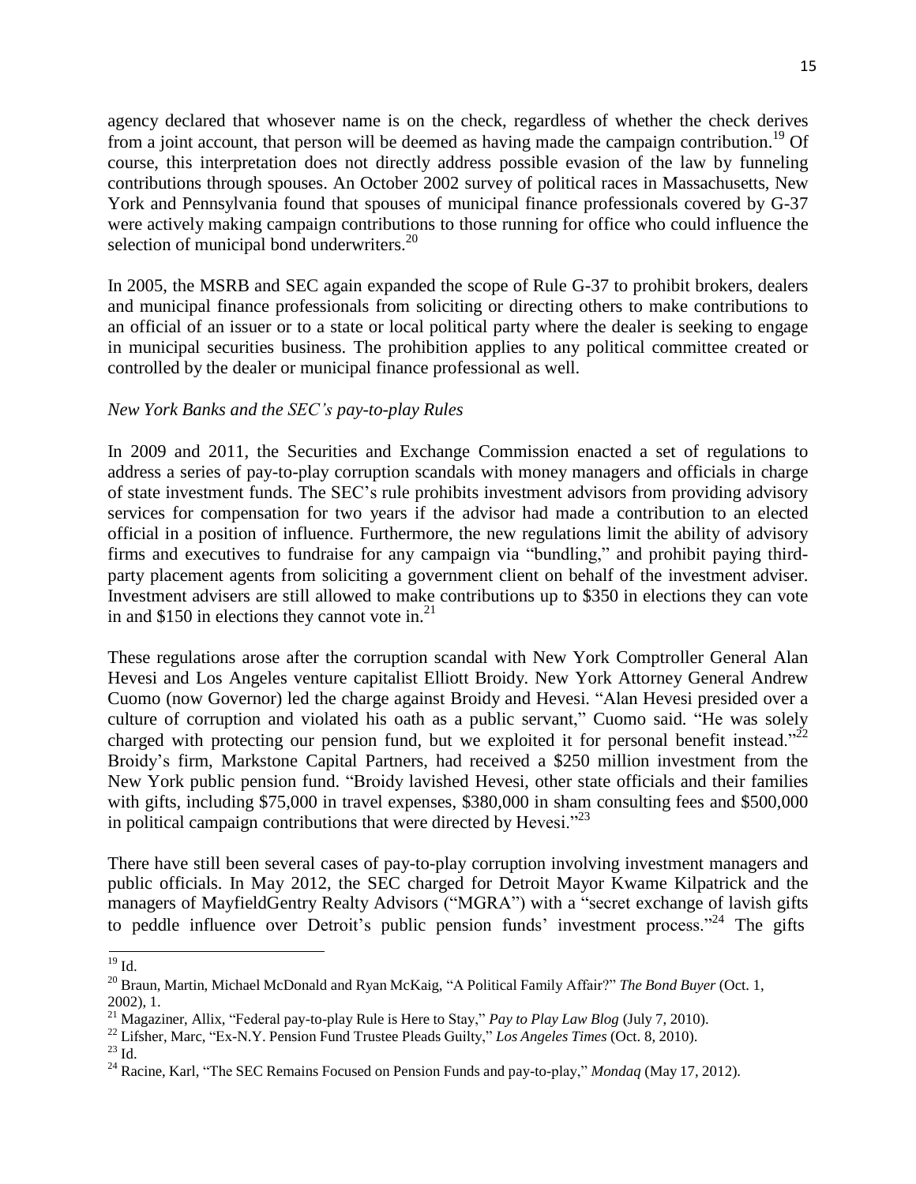agency declared that whosever name is on the check, regardless of whether the check derives from a joint account, that person will be deemed as having made the campaign contribution.[19] Of course, this interpretation does not directly address possible evasion of the law by funneling contributions through spouses. An October 2002 survey of political races in Massachusetts, New York and Pennsylvania found that spouses of municipal finance professionals covered by G-37 were actively making campaign contributions to those running for office who could influence the selection of municipal bond underwriters.[20]

In 2005, the MSRB and SEC again expanded the scope of Rule G-37 to prohibit brokers, dealers and municipal finance professionals from soliciting or directing others to make contributions to an official of an issuer or to a state or local political party where the dealer is seeking to engage in municipal securities business. The prohibition applies to any political committee created or controlled by the dealer or municipal finance professional as well.

*New York Banks and the SEC's pay-to-play Rules*

In 2009 and 2011, the Securities and Exchange Commission enacted a set of regulations to address a series of pay-to-play corruption scandals with money managers and officials in charge of state investment funds. The SEC's rule prohibits investment advisors from providing advisory services for compensation for two years if the advisor had made a contribution to an elected official in a position of influence. Furthermore, the new regulations limit the ability of advisory firms and executives to fundraise for any campaign via "bundling," and prohibit paying third-party placement agents from soliciting a government client on behalf of the investment adviser. Investment advisers are still allowed to make contributions up to $350 in elections they can vote in and $150 in elections they cannot vote in.[21]

These regulations arose after the corruption scandal with New York Comptroller General Alan Hevesi and Los Angeles venture capitalist Elliott Broidy. New York Attorney General Andrew Cuomo (now Governor) led the charge against Broidy and Hevesi. "Alan Hevesi presided over a culture of corruption and violated his oath as a public servant," Cuomo said. "He was solely charged with protecting our pension fund, but we exploited it for personal benefit instead."[22] Broidy's firm, Markstone Capital Partners, had received a $250 million investment from the New York public pension fund. "Broidy lavished Hevesi, other state officials and their families with gifts, including $75,000 in travel expenses, $380,000 in sham consulting fees and $500,000 in political campaign contributions that were directed by Hevesi."[23]

There have still been several cases of pay-to-play corruption involving investment managers and public officials. In May 2012, the SEC charged for Detroit Mayor Kwame Kilpatrick and the managers of MayfieldGentry Realty Advisors ("MGRA") with a "secret exchange of lavish gifts to peddle influence over Detroit's public pension funds' investment process."[24] The gifts

---

[19] Id.

[20] Braun, Martin, Michael McDonald and Ryan McKaig, "A Political Family Affair?" *The Bond Buyer* (Oct. 1, 2002), 1.

[21] Magaziner, Allix, "Federal pay-to-play Rule is Here to Stay," *Pay to Play Law Blog* (July 7, 2010).

[22] Lifsher, Marc, "Ex-N.Y. Pension Fund Trustee Pleads Guilty," *Los Angeles Times* (Oct. 8, 2010).

[23] Id.

[24] Racine, Karl, "The SEC Remains Focused on Pension Funds and pay-to-play," *Mondaq* (May 17, 2012).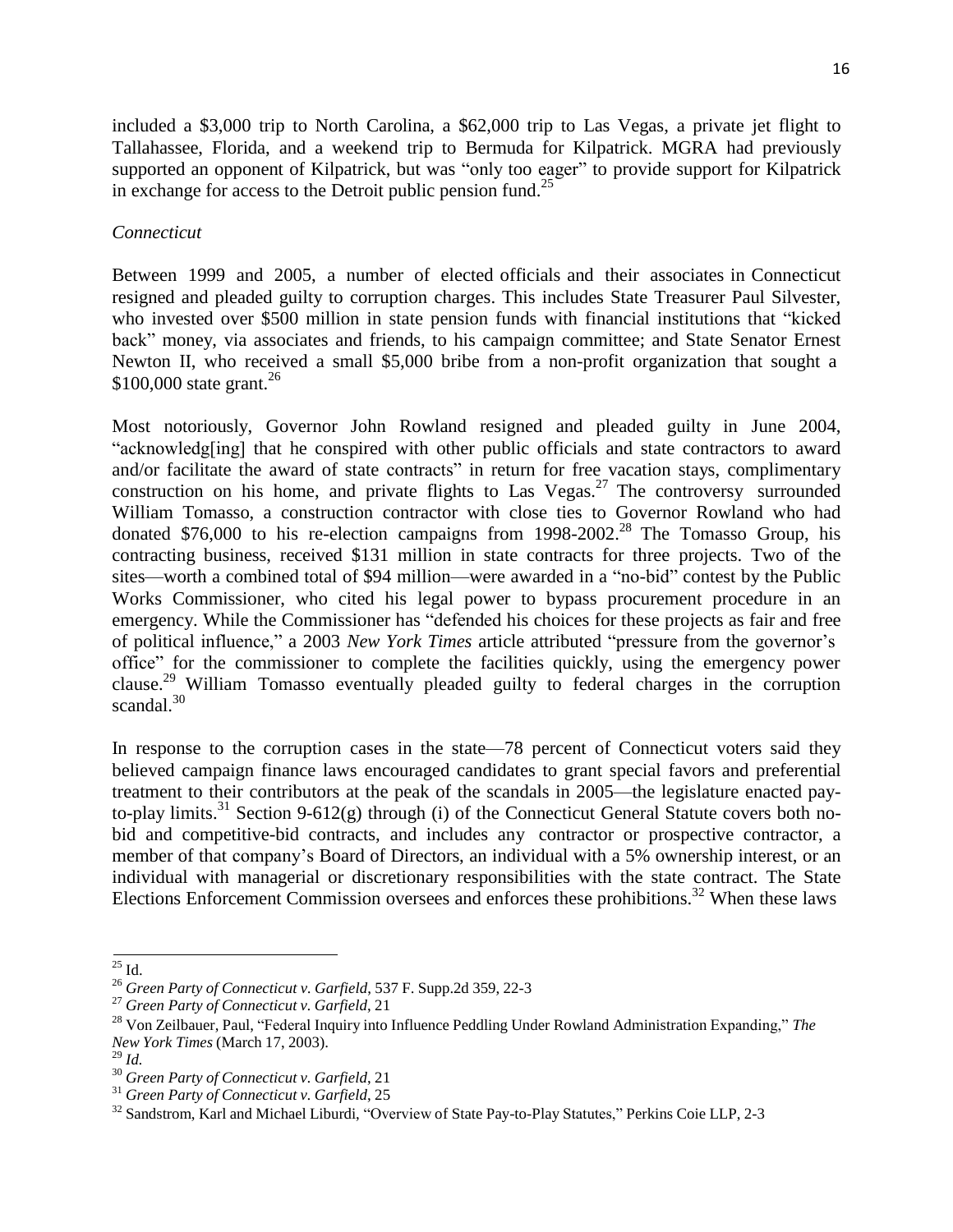included a $3,000 trip to North Carolina, a $62,000 trip to Las Vegas, a private jet flight to Tallahassee, Florida, and a weekend trip to Bermuda for Kilpatrick. MGRA had previously supported an opponent of Kilpatrick, but was "only too eager" to provide support for Kilpatrick in exchange for access to the Detroit public pension fund.[25]

*Connecticut*

Between 1999 and 2005, a number of elected officials and their associates in Connecticut resigned and pleaded guilty to corruption charges. This includes State Treasurer Paul Silvester, who invested over $500 million in state pension funds with financial institutions that "kicked back" money, via associates and friends, to his campaign committee; and State Senator Ernest Newton II, who received a small $5,000 bribe from a non-profit organization that sought a $100,000 state grant.[26]

Most notoriously, Governor John Rowland resigned and pleaded guilty in June 2004, "acknowledg[ing] that he conspired with other public officials and state contractors to award and/or facilitate the award of state contracts" in return for free vacation stays, complimentary construction on his home, and private flights to Las Vegas.[27] The controversy surrounded William Tomasso, a construction contractor with close ties to Governor Rowland who had donated $76,000 to his re-election campaigns from 1998-2002.[28] The Tomasso Group, his contracting business, received $131 million in state contracts for three projects. Two of the sites—worth a combined total of $94 million—were awarded in a "no-bid" contest by the Public Works Commissioner, who cited his legal power to bypass procurement procedure in an emergency. While the Commissioner has "defended his choices for these projects as fair and free of political influence," a 2003 *New York Times* article attributed "pressure from the governor's office" for the commissioner to complete the facilities quickly, using the emergency power clause.[29] William Tomasso eventually pleaded guilty to federal charges in the corruption scandal.[30]

In response to the corruption cases in the state—78 percent of Connecticut voters said they believed campaign finance laws encouraged candidates to grant special favors and preferential treatment to their contributors at the peak of the scandals in 2005—the legislature enacted pay-to-play limits.[31] Section 9-612(g) through (i) of the Connecticut General Statute covers both no-bid and competitive-bid contracts, and includes any contractor or prospective contractor, a member of that company's Board of Directors, an individual with a 5% ownership interest, or an individual with managerial or discretionary responsibilities with the state contract. The State Elections Enforcement Commission oversees and enforces these prohibitions.[32] When these laws

---

[25] Id.

[26] *Green Party of Connecticut v. Garfield*, 537 F. Supp.2d 359, 22-3

[27] *Green Party of Connecticut v. Garfield*, 21

[28] Von Zeilbauer, Paul, "Federal Inquiry into Influence Peddling Under Rowland Administration Expanding," *The New York Times* (March 17, 2003).

[29] *Id.*

[30] *Green Party of Connecticut v. Garfield*, 21

[31] *Green Party of Connecticut v. Garfield*, 25

[32] Sandstrom, Karl and Michael Liburdi, "Overview of State Pay-to-Play Statutes," Perkins Coie LLP, 2-3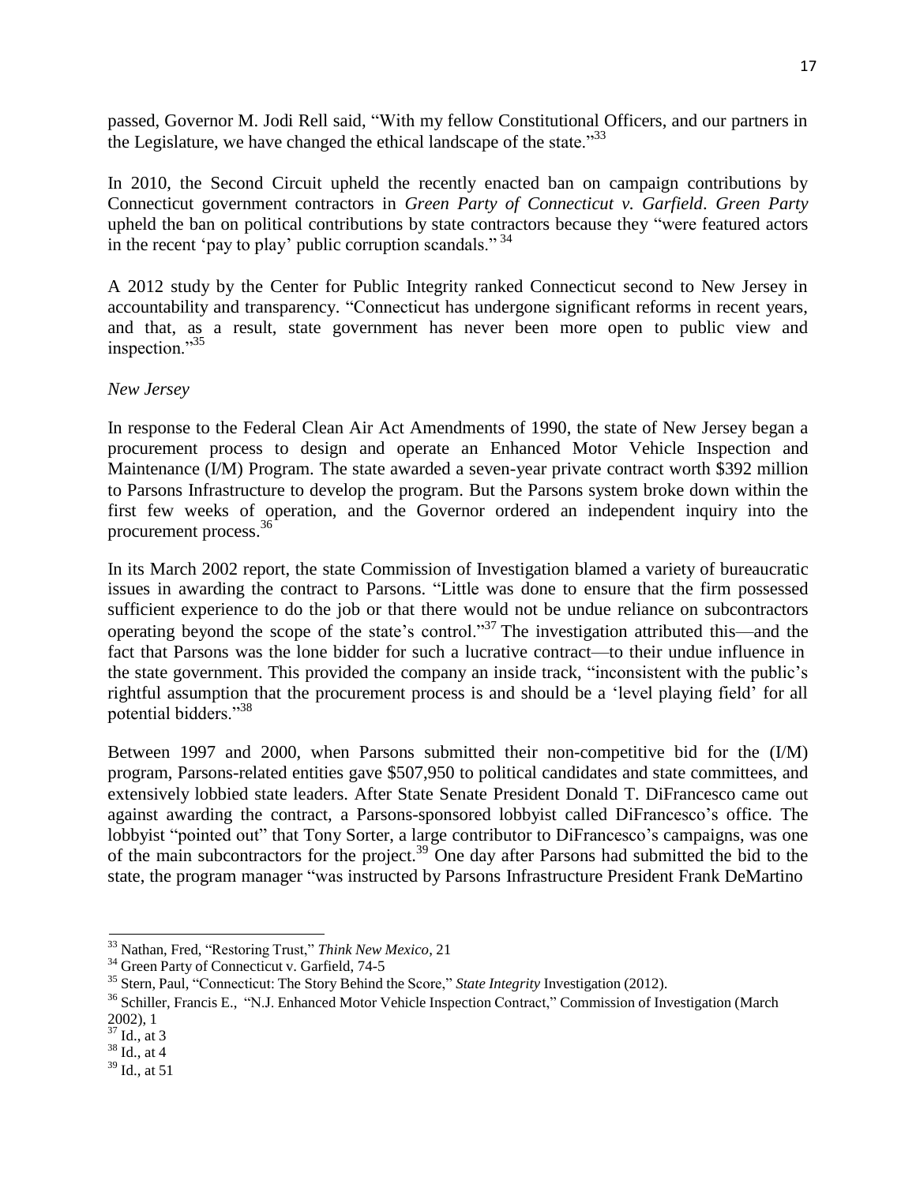passed, Governor M. Jodi Rell said, "With my fellow Constitutional Officers, and our partners in the Legislature, we have changed the ethical landscape of the state."[33]

In 2010, the Second Circuit upheld the recently enacted ban on campaign contributions by Connecticut government contractors in *Green Party of Connecticut v. Garfield*. *Green Party* upheld the ban on political contributions by state contractors because they "were featured actors in the recent 'pay to play' public corruption scandals." [34]

A 2012 study by the Center for Public Integrity ranked Connecticut second to New Jersey in accountability and transparency. "Connecticut has undergone significant reforms in recent years, and that, as a result, state government has never been more open to public view and inspection."[35]

*New Jersey*

In response to the Federal Clean Air Act Amendments of 1990, the state of New Jersey began a procurement process to design and operate an Enhanced Motor Vehicle Inspection and Maintenance (I/M) Program. The state awarded a seven-year private contract worth $392 million to Parsons Infrastructure to develop the program. But the Parsons system broke down within the first few weeks of operation, and the Governor ordered an independent inquiry into the procurement process.[36]

In its March 2002 report, the state Commission of Investigation blamed a variety of bureaucratic issues in awarding the contract to Parsons. "Little was done to ensure that the firm possessed sufficient experience to do the job or that there would not be undue reliance on subcontractors operating beyond the scope of the state's control."[37] The investigation attributed this—and the fact that Parsons was the lone bidder for such a lucrative contract—to their undue influence in the state government. This provided the company an inside track, "inconsistent with the public's rightful assumption that the procurement process is and should be a 'level playing field' for all potential bidders."[38]

Between 1997 and 2000, when Parsons submitted their non-competitive bid for the (I/M) program, Parsons-related entities gave $507,950 to political candidates and state committees, and extensively lobbied state leaders. After State Senate President Donald T. DiFrancesco came out against awarding the contract, a Parsons-sponsored lobbyist called DiFrancesco's office. The lobbyist "pointed out" that Tony Sorter, a large contributor to DiFrancesco's campaigns, was one of the main subcontractors for the project.[39] One day after Parsons had submitted the bid to the state, the program manager "was instructed by Parsons Infrastructure President Frank DeMartino

---

[33] Nathan, Fred, "Restoring Trust," *Think New Mexico*, 21

[34] Green Party of Connecticut v. Garfield, 74-5

[35] Stern, Paul, "Connecticut: The Story Behind the Score," *State Integrity* Investigation (2012).

[36] Schiller, Francis E., "N.J. Enhanced Motor Vehicle Inspection Contract," Commission of Investigation (March 2002), 1

[37] Id., at 3

[38] Id., at 4

[39] Id., at 51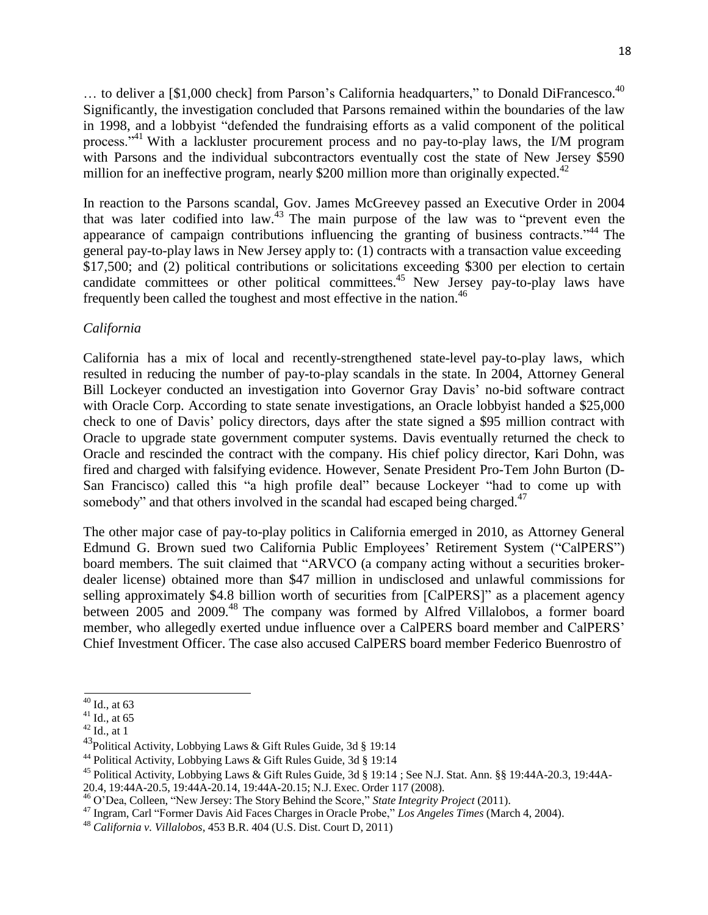… to deliver a [$1,000 check] from Parson's California headquarters," to Donald DiFrancesco.[40] Significantly, the investigation concluded that Parsons remained within the boundaries of the law in 1998, and a lobbyist "defended the fundraising efforts as a valid component of the political process."[41] With a lackluster procurement process and no pay-to-play laws, the I/M program with Parsons and the individual subcontractors eventually cost the state of New Jersey $590 million for an ineffective program, nearly $200 million more than originally expected.[42]

In reaction to the Parsons scandal, Gov. James McGreevey passed an Executive Order in 2004 that was later codified into law.[43] The main purpose of the law was to "prevent even the appearance of campaign contributions influencing the granting of business contracts."[44] The general pay-to-play laws in New Jersey apply to: (1) contracts with a transaction value exceeding $17,500; and (2) political contributions or solicitations exceeding $300 per election to certain candidate committees or other political committees.[45] New Jersey pay-to-play laws have frequently been called the toughest and most effective in the nation.[46]

*California*

California has a mix of local and recently-strengthened state-level pay-to-play laws, which resulted in reducing the number of pay-to-play scandals in the state. In 2004, Attorney General Bill Lockeyer conducted an investigation into Governor Gray Davis' no-bid software contract with Oracle Corp. According to state senate investigations, an Oracle lobbyist handed a $25,000 check to one of Davis' policy directors, days after the state signed a $95 million contract with Oracle to upgrade state government computer systems. Davis eventually returned the check to Oracle and rescinded the contract with the company. His chief policy director, Kari Dohn, was fired and charged with falsifying evidence. However, Senate President Pro-Tem John Burton (D-San Francisco) called this "a high profile deal" because Lockeyer "had to come up with somebody" and that others involved in the scandal had escaped being charged.[47]

The other major case of pay-to-play politics in California emerged in 2010, as Attorney General Edmund G. Brown sued two California Public Employees' Retirement System ("CalPERS") board members. The suit claimed that "ARVCO (a company acting without a securities broker-dealer license) obtained more than $47 million in undisclosed and unlawful commissions for selling approximately $4.8 billion worth of securities from [CalPERS]" as a placement agency between 2005 and 2009.[48] The company was formed by Alfred Villalobos, a former board member, who allegedly exerted undue influence over a CalPERS board member and CalPERS' Chief Investment Officer. The case also accused CalPERS board member Federico Buenrostro of

---

[40] Id., at 63

[41] Id., at 65

[42] Id., at 1

[43] Political Activity, Lobbying Laws & Gift Rules Guide, 3d § 19:14

[44] Political Activity, Lobbying Laws & Gift Rules Guide, 3d § 19:14

[45] Political Activity, Lobbying Laws & Gift Rules Guide, 3d § 19:14 ; See N.J. Stat. Ann. §§ 19:44A-20.3, 19:44A-20.4, 19:44A-20.5, 19:44A-20.14, 19:44A-20.15; N.J. Exec. Order 117 (2008).

[46] O'Dea, Colleen, "New Jersey: The Story Behind the Score," *State Integrity Project* (2011).

[47] Ingram, Carl "Former Davis Aid Faces Charges in Oracle Probe," *Los Angeles Times* (March 4, 2004).

[48] *California v. Villalobos*, 453 B.R. 404 (U.S. Dist. Court D, 2011)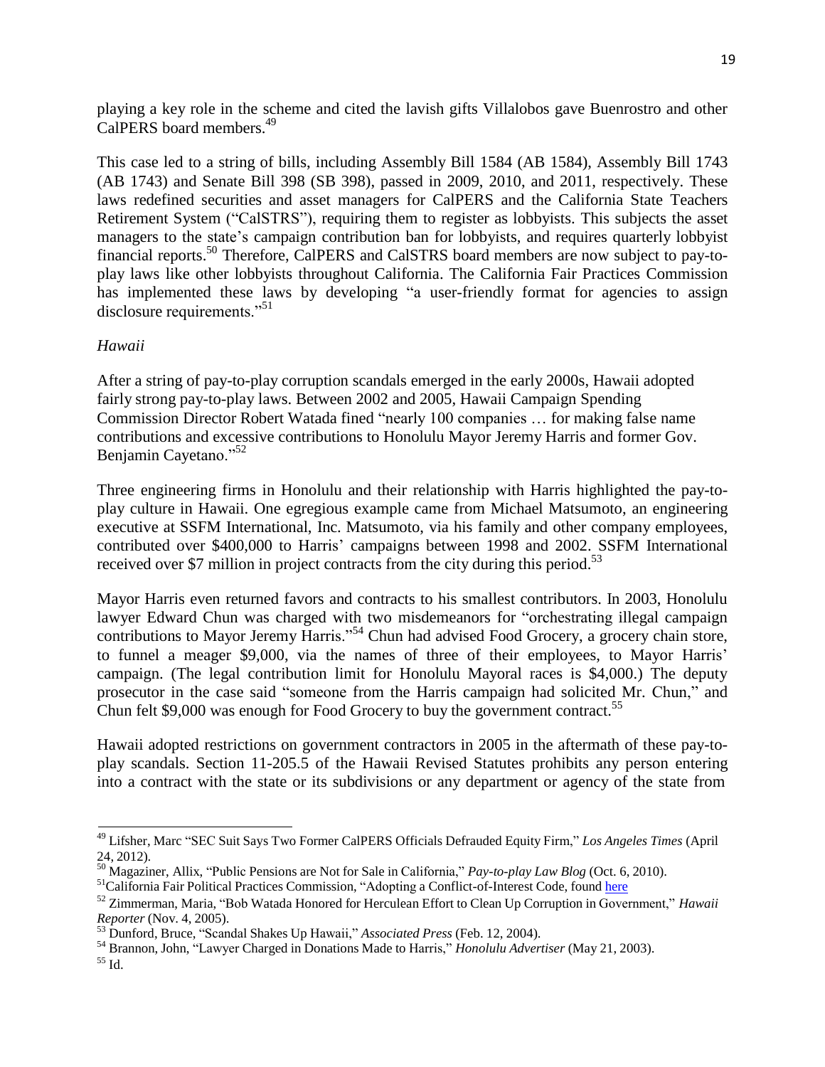playing a key role in the scheme and cited the lavish gifts Villalobos gave Buenrostro and other CalPERS board members.[49]

This case led to a string of bills, including Assembly Bill 1584 (AB 1584), Assembly Bill 1743 (AB 1743) and Senate Bill 398 (SB 398), passed in 2009, 2010, and 2011, respectively. These laws redefined securities and asset managers for CalPERS and the California State Teachers Retirement System ("CalSTRS"), requiring them to register as lobbyists. This subjects the asset managers to the state's campaign contribution ban for lobbyists, and requires quarterly lobbyist financial reports.[50] Therefore, CalPERS and CalSTRS board members are now subject to pay-to-play laws like other lobbyists throughout California. The California Fair Practices Commission has implemented these laws by developing "a user-friendly format for agencies to assign disclosure requirements."[51]

*Hawaii*

After a string of pay-to-play corruption scandals emerged in the early 2000s, Hawaii adopted fairly strong pay-to-play laws. Between 2002 and 2005, Hawaii Campaign Spending Commission Director Robert Watada fined "nearly 100 companies … for making false name contributions and excessive contributions to Honolulu Mayor Jeremy Harris and former Gov. Benjamin Cayetano."[52]

Three engineering firms in Honolulu and their relationship with Harris highlighted the pay-to-play culture in Hawaii. One egregious example came from Michael Matsumoto, an engineering executive at SSFM International, Inc. Matsumoto, via his family and other company employees, contributed over $400,000 to Harris' campaigns between 1998 and 2002. SSFM International received over $7 million in project contracts from the city during this period.[53]

Mayor Harris even returned favors and contracts to his smallest contributors. In 2003, Honolulu lawyer Edward Chun was charged with two misdemeanors for "orchestrating illegal campaign contributions to Mayor Jeremy Harris."[54] Chun had advised Food Grocery, a grocery chain store, to funnel a meager $9,000, via the names of three of their employees, to Mayor Harris' campaign. (The legal contribution limit for Honolulu Mayoral races is $4,000.) The deputy prosecutor in the case said "someone from the Harris campaign had solicited Mr. Chun," and Chun felt $9,000 was enough for Food Grocery to buy the government contract.[55]

Hawaii adopted restrictions on government contractors in 2005 in the aftermath of these pay-to-play scandals. Section 11-205.5 of the Hawaii Revised Statutes prohibits any person entering into a contract with the state or its subdivisions or any department or agency of the state from

---

[49] Lifsher, Marc "SEC Suit Says Two Former CalPERS Officials Defrauded Equity Firm," *Los Angeles Times* (April 24, 2012).

[50] Magaziner, Allix, "Public Pensions are Not for Sale in California," *Pay-to-play Law Blog* (Oct. 6, 2010).

[51] California Fair Political Practices Commission, "Adopting a Conflict-of-Interest Code, found here

[52] Zimmerman, Maria, "Bob Watada Honored for Herculean Effort to Clean Up Corruption in Government," *Hawaii Reporter* (Nov. 4, 2005).

[53] Dunford, Bruce, "Scandal Shakes Up Hawaii," *Associated Press* (Feb. 12, 2004).

[54] Brannon, John, "Lawyer Charged in Donations Made to Harris," *Honolulu Advertiser* (May 21, 2003).

[55] Id.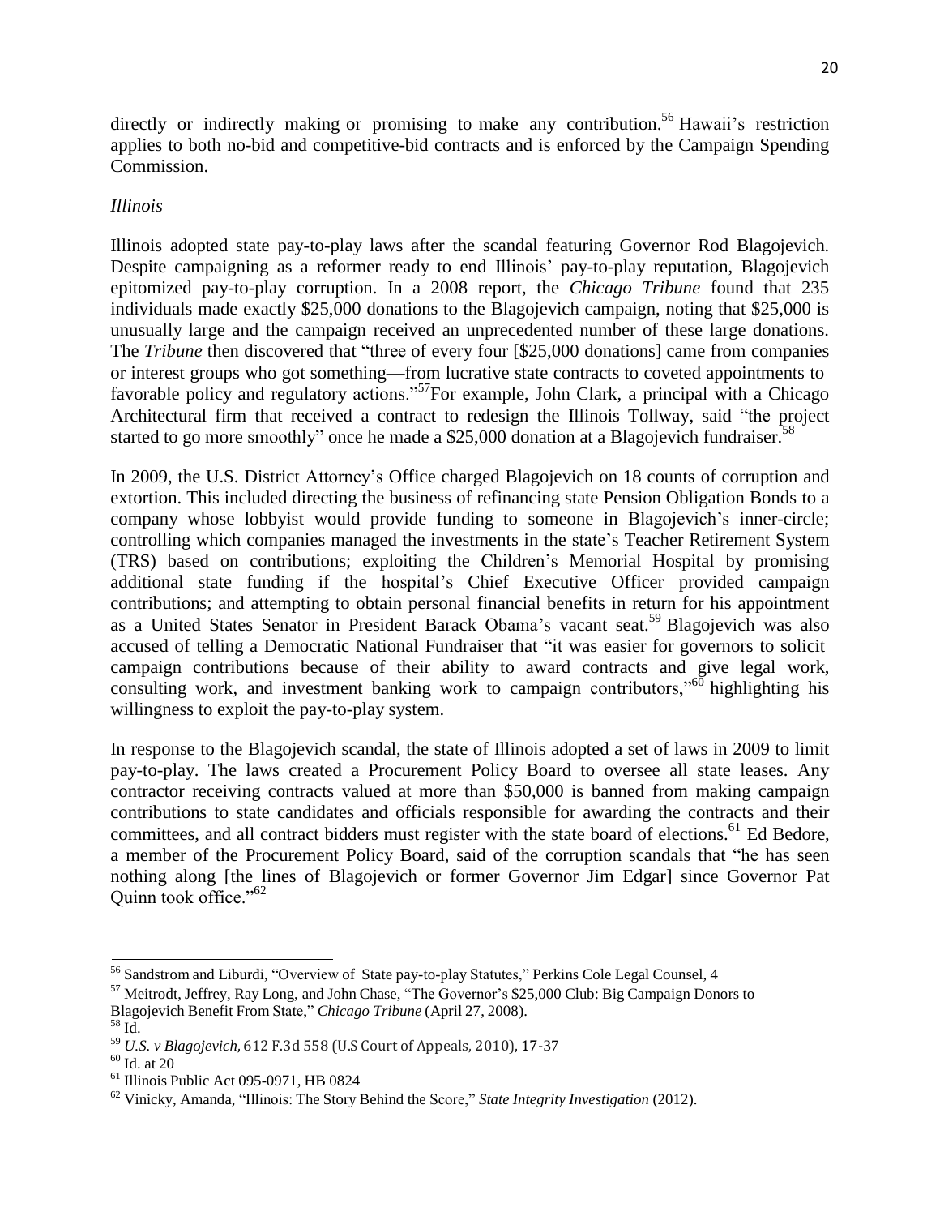directly or indirectly making or promising to make any contribution.[56] Hawaii's restriction applies to both no-bid and competitive-bid contracts and is enforced by the Campaign Spending Commission.

*Illinois*

Illinois adopted state pay-to-play laws after the scandal featuring Governor Rod Blagojevich. Despite campaigning as a reformer ready to end Illinois' pay-to-play reputation, Blagojevich epitomized pay-to-play corruption. In a 2008 report, the *Chicago Tribune* found that 235 individuals made exactly $25,000 donations to the Blagojevich campaign, noting that $25,000 is unusually large and the campaign received an unprecedented number of these large donations. The *Tribune* then discovered that "three of every four [$25,000 donations] came from companies or interest groups who got something—from lucrative state contracts to coveted appointments to favorable policy and regulatory actions."[57] For example, John Clark, a principal with a Chicago Architectural firm that received a contract to redesign the Illinois Tollway, said "the project started to go more smoothly" once he made a $25,000 donation at a Blagojevich fundraiser.[58]

In 2009, the U.S. District Attorney's Office charged Blagojevich on 18 counts of corruption and extortion. This included directing the business of refinancing state Pension Obligation Bonds to a company whose lobbyist would provide funding to someone in Blagojevich's inner-circle; controlling which companies managed the investments in the state's Teacher Retirement System (TRS) based on contributions; exploiting the Children's Memorial Hospital by promising additional state funding if the hospital's Chief Executive Officer provided campaign contributions; and attempting to obtain personal financial benefits in return for his appointment as a United States Senator in President Barack Obama's vacant seat.[59] Blagojevich was also accused of telling a Democratic National Fundraiser that "it was easier for governors to solicit campaign contributions because of their ability to award contracts and give legal work, consulting work, and investment banking work to campaign contributors,"[60] highlighting his willingness to exploit the pay-to-play system.

In response to the Blagojevich scandal, the state of Illinois adopted a set of laws in 2009 to limit pay-to-play. The laws created a Procurement Policy Board to oversee all state leases. Any contractor receiving contracts valued at more than $50,000 is banned from making campaign contributions to state candidates and officials responsible for awarding the contracts and their committees, and all contract bidders must register with the state board of elections.[61] Ed Bedore, a member of the Procurement Policy Board, said of the corruption scandals that "he has seen nothing along [the lines of Blagojevich or former Governor Jim Edgar] since Governor Pat Quinn took office."[62]

---

[56] Sandstrom and Liburdi, "Overview of State pay-to-play Statutes," Perkins Cole Legal Counsel, 4

[57] Meitrodt, Jeffrey, Ray Long, and John Chase, "The Governor's $25,000 Club: Big Campaign Donors to Blagojevich Benefit From State," *Chicago Tribune* (April 27, 2008).

[58] Id.

[59] *U.S. v Blagojevich,* 612 F.3d 558 (U.S Court of Appeals, 2010), 17-37

[60] Id. at 20

[61] Illinois Public Act 095-0971, HB 0824

[62] Vinicky, Amanda, "Illinois: The Story Behind the Score," *State Integrity Investigation* (2012).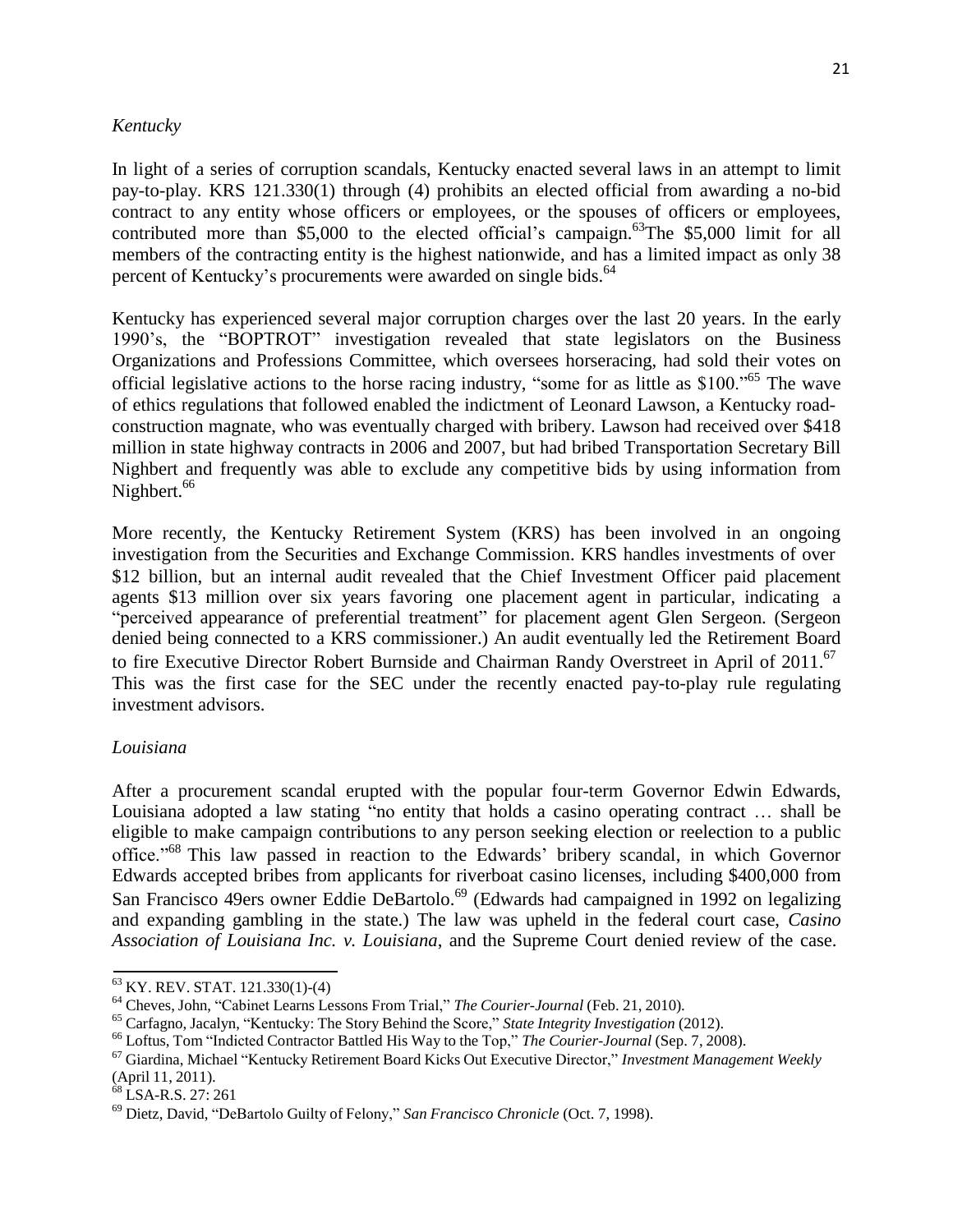*Kentucky*

In light of a series of corruption scandals, Kentucky enacted several laws in an attempt to limit pay-to-play. KRS 121.330(1) through (4) prohibits an elected official from awarding a no-bid contract to any entity whose officers or employees, or the spouses of officers or employees, contributed more than $5,000 to the elected official's campaign.[63] The $5,000 limit for all members of the contracting entity is the highest nationwide, and has a limited impact as only 38 percent of Kentucky's procurements were awarded on single bids.[64]

Kentucky has experienced several major corruption charges over the last 20 years. In the early 1990's, the "BOPTROT" investigation revealed that state legislators on the Business Organizations and Professions Committee, which oversees horseracing, had sold their votes on official legislative actions to the horse racing industry, "some for as little as $100."[65] The wave of ethics regulations that followed enabled the indictment of Leonard Lawson, a Kentucky road-construction magnate, who was eventually charged with bribery. Lawson had received over $418 million in state highway contracts in 2006 and 2007, but had bribed Transportation Secretary Bill Nighbert and frequently was able to exclude any competitive bids by using information from Nighbert.[66]

More recently, the Kentucky Retirement System (KRS) has been involved in an ongoing investigation from the Securities and Exchange Commission. KRS handles investments of over $12 billion, but an internal audit revealed that the Chief Investment Officer paid placement agents $13 million over six years favoring one placement agent in particular, indicating a "perceived appearance of preferential treatment" for placement agent Glen Sergeon. (Sergeon denied being connected to a KRS commissioner.) An audit eventually led the Retirement Board to fire Executive Director Robert Burnside and Chairman Randy Overstreet in April of 2011.[67] This was the first case for the SEC under the recently enacted pay-to-play rule regulating investment advisors.

*Louisiana*

After a procurement scandal erupted with the popular four-term Governor Edwin Edwards, Louisiana adopted a law stating "no entity that holds a casino operating contract … shall be eligible to make campaign contributions to any person seeking election or reelection to a public office."[68] This law passed in reaction to the Edwards' bribery scandal, in which Governor Edwards accepted bribes from applicants for riverboat casino licenses, including $400,000 from San Francisco 49ers owner Eddie DeBartolo.[69] (Edwards had campaigned in 1992 on legalizing and expanding gambling in the state.) The law was upheld in the federal court case, *Casino Association of Louisiana Inc. v. Louisiana*, and the Supreme Court denied review of the case.

---

[63] KY. REV. STAT. 121.330(1)-(4)

[64] Cheves, John, "Cabinet Learns Lessons From Trial," *The Courier-Journal* (Feb. 21, 2010).

[65] Carfagno, Jacalyn, "Kentucky: The Story Behind the Score," *State Integrity Investigation* (2012).

[66] Loftus, Tom "Indicted Contractor Battled His Way to the Top," *The Courier-Journal* (Sep. 7, 2008).

[67] Giardina, Michael "Kentucky Retirement Board Kicks Out Executive Director," *Investment Management Weekly* (April 11, 2011).

[68] LSA-R.S. 27: 261

[69] Dietz, David, "DeBartolo Guilty of Felony," *San Francisco Chronicle* (Oct. 7, 1998).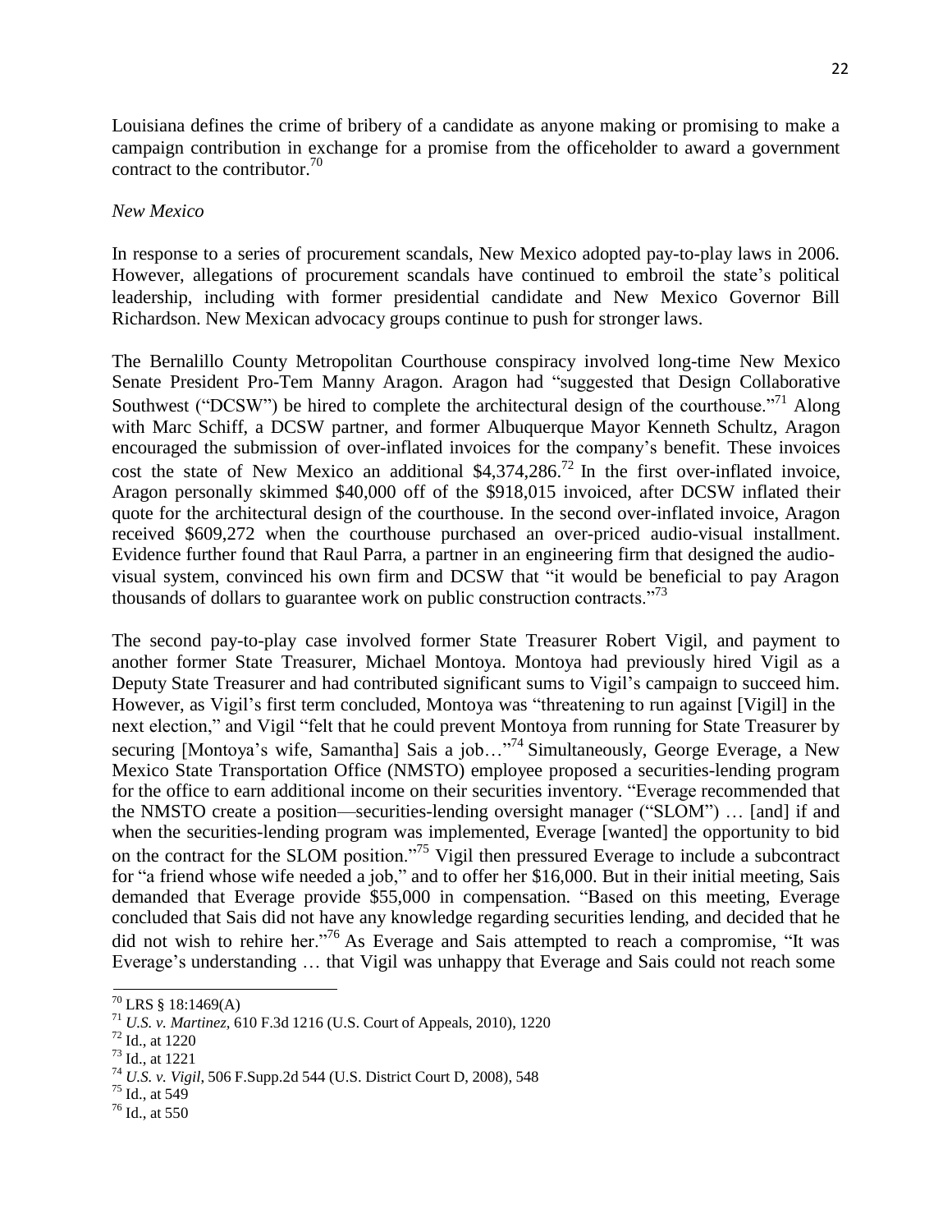Louisiana defines the crime of bribery of a candidate as anyone making or promising to make a campaign contribution in exchange for a promise from the officeholder to award a government contract to the contributor.[70]

*New Mexico*

In response to a series of procurement scandals, New Mexico adopted pay-to-play laws in 2006. However, allegations of procurement scandals have continued to embroil the state's political leadership, including with former presidential candidate and New Mexico Governor Bill Richardson. New Mexican advocacy groups continue to push for stronger laws.

The Bernalillo County Metropolitan Courthouse conspiracy involved long-time New Mexico Senate President Pro-Tem Manny Aragon. Aragon had "suggested that Design Collaborative Southwest ("DCSW") be hired to complete the architectural design of the courthouse."[71] Along with Marc Schiff, a DCSW partner, and former Albuquerque Mayor Kenneth Schultz, Aragon encouraged the submission of over-inflated invoices for the company's benefit. These invoices cost the state of New Mexico an additional $4,374,286.[72] In the first over-inflated invoice, Aragon personally skimmed $40,000 off of the $918,015 invoiced, after DCSW inflated their quote for the architectural design of the courthouse. In the second over-inflated invoice, Aragon received $609,272 when the courthouse purchased an over-priced audio-visual installment. Evidence further found that Raul Parra, a partner in an engineering firm that designed the audio-visual system, convinced his own firm and DCSW that "it would be beneficial to pay Aragon thousands of dollars to guarantee work on public construction contracts."[73]

The second pay-to-play case involved former State Treasurer Robert Vigil, and payment to another former State Treasurer, Michael Montoya. Montoya had previously hired Vigil as a Deputy State Treasurer and had contributed significant sums to Vigil's campaign to succeed him. However, as Vigil's first term concluded, Montoya was "threatening to run against [Vigil] in the next election," and Vigil "felt that he could prevent Montoya from running for State Treasurer by securing [Montoya's wife, Samantha] Sais a job…"[74] Simultaneously, George Everage, a New Mexico State Transportation Office (NMSTO) employee proposed a securities-lending program for the office to earn additional income on their securities inventory. "Everage recommended that the NMSTO create a position—securities-lending oversight manager ("SLOM") … [and] if and when the securities-lending program was implemented, Everage [wanted] the opportunity to bid on the contract for the SLOM position."[75] Vigil then pressured Everage to include a subcontract for "a friend whose wife needed a job," and to offer her $16,000. But in their initial meeting, Sais demanded that Everage provide $55,000 in compensation. "Based on this meeting, Everage concluded that Sais did not have any knowledge regarding securities lending, and decided that he did not wish to rehire her."[76] As Everage and Sais attempted to reach a compromise, "It was Everage's understanding … that Vigil was unhappy that Everage and Sais could not reach some

---

[70] LRS § 18:1469(A)

[71] *U.S. v. Martinez*, 610 F.3d 1216 (U.S. Court of Appeals, 2010), 1220

[72] Id., at 1220

[73] Id., at 1221

[74] *U.S. v. Vigil*, 506 F.Supp.2d 544 (U.S. District Court D, 2008), 548

[75] Id., at 549

[76] Id., at 550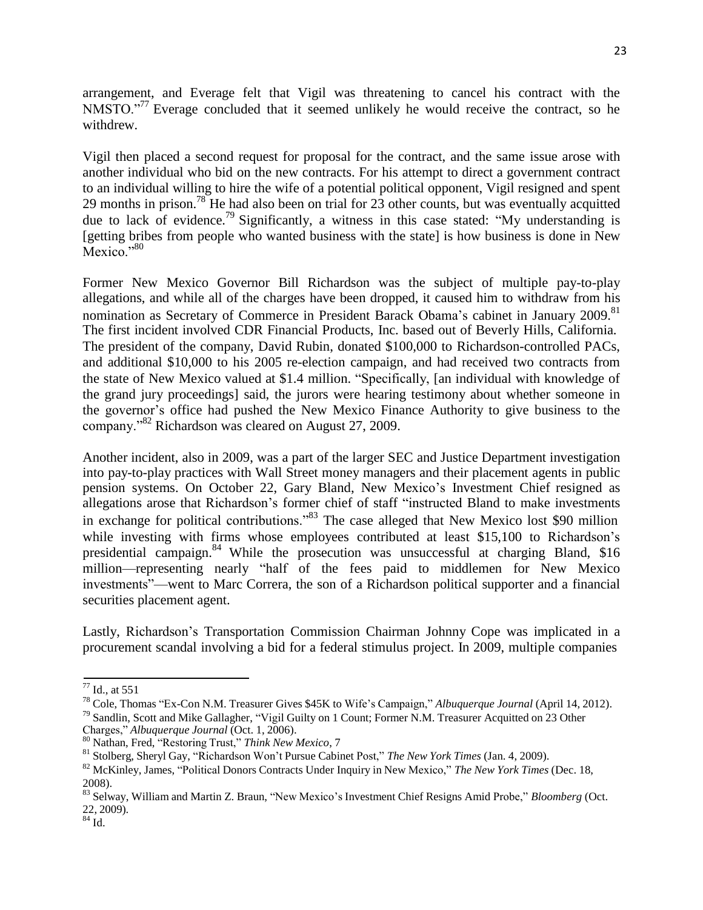arrangement, and Everage felt that Vigil was threatening to cancel his contract with the NMSTO."[77] Everage concluded that it seemed unlikely he would receive the contract, so he withdrew.

Vigil then placed a second request for proposal for the contract, and the same issue arose with another individual who bid on the new contracts. For his attempt to direct a government contract to an individual willing to hire the wife of a potential political opponent, Vigil resigned and spent 29 months in prison.[78] He had also been on trial for 23 other counts, but was eventually acquitted due to lack of evidence.[79] Significantly, a witness in this case stated: "My understanding is [getting bribes from people who wanted business with the state] is how business is done in New Mexico."[80]

Former New Mexico Governor Bill Richardson was the subject of multiple pay-to-play allegations, and while all of the charges have been dropped, it caused him to withdraw from his nomination as Secretary of Commerce in President Barack Obama's cabinet in January 2009.[81] The first incident involved CDR Financial Products, Inc. based out of Beverly Hills, California. The president of the company, David Rubin, donated $100,000 to Richardson-controlled PACs, and additional $10,000 to his 2005 re-election campaign, and had received two contracts from the state of New Mexico valued at $1.4 million. "Specifically, [an individual with knowledge of the grand jury proceedings] said, the jurors were hearing testimony about whether someone in the governor's office had pushed the New Mexico Finance Authority to give business to the company."[82] Richardson was cleared on August 27, 2009.

Another incident, also in 2009, was a part of the larger SEC and Justice Department investigation into pay-to-play practices with Wall Street money managers and their placement agents in public pension systems. On October 22, Gary Bland, New Mexico's Investment Chief resigned as allegations arose that Richardson's former chief of staff "instructed Bland to make investments in exchange for political contributions."[83] The case alleged that New Mexico lost $90 million while investing with firms whose employees contributed at least $15,100 to Richardson's presidential campaign.[84] While the prosecution was unsuccessful at charging Bland, $16 million—representing nearly "half of the fees paid to middlemen for New Mexico investments"—went to Marc Correra, the son of a Richardson political supporter and a financial securities placement agent.

Lastly, Richardson's Transportation Commission Chairman Johnny Cope was implicated in a procurement scandal involving a bid for a federal stimulus project. In 2009, multiple companies

---

[77] Id., at 551

[78] Cole, Thomas "Ex-Con N.M. Treasurer Gives $45K to Wife's Campaign," *Albuquerque Journal* (April 14, 2012).

[79] Sandlin, Scott and Mike Gallagher, "Vigil Guilty on 1 Count; Former N.M. Treasurer Acquitted on 23 Other Charges," *Albuquerque Journal* (Oct. 1, 2006).

[80] Nathan, Fred, "Restoring Trust," *Think New Mexico*, 7

[81] Stolberg, Sheryl Gay, "Richardson Won't Pursue Cabinet Post," *The New York Times* (Jan. 4, 2009).

[82] McKinley, James, "Political Donors Contracts Under Inquiry in New Mexico," *The New York Times* (Dec. 18, 2008).

[83] Selway, William and Martin Z. Braun, "New Mexico's Investment Chief Resigns Amid Probe," *Bloomberg* (Oct. 22, 2009).

[84] Id.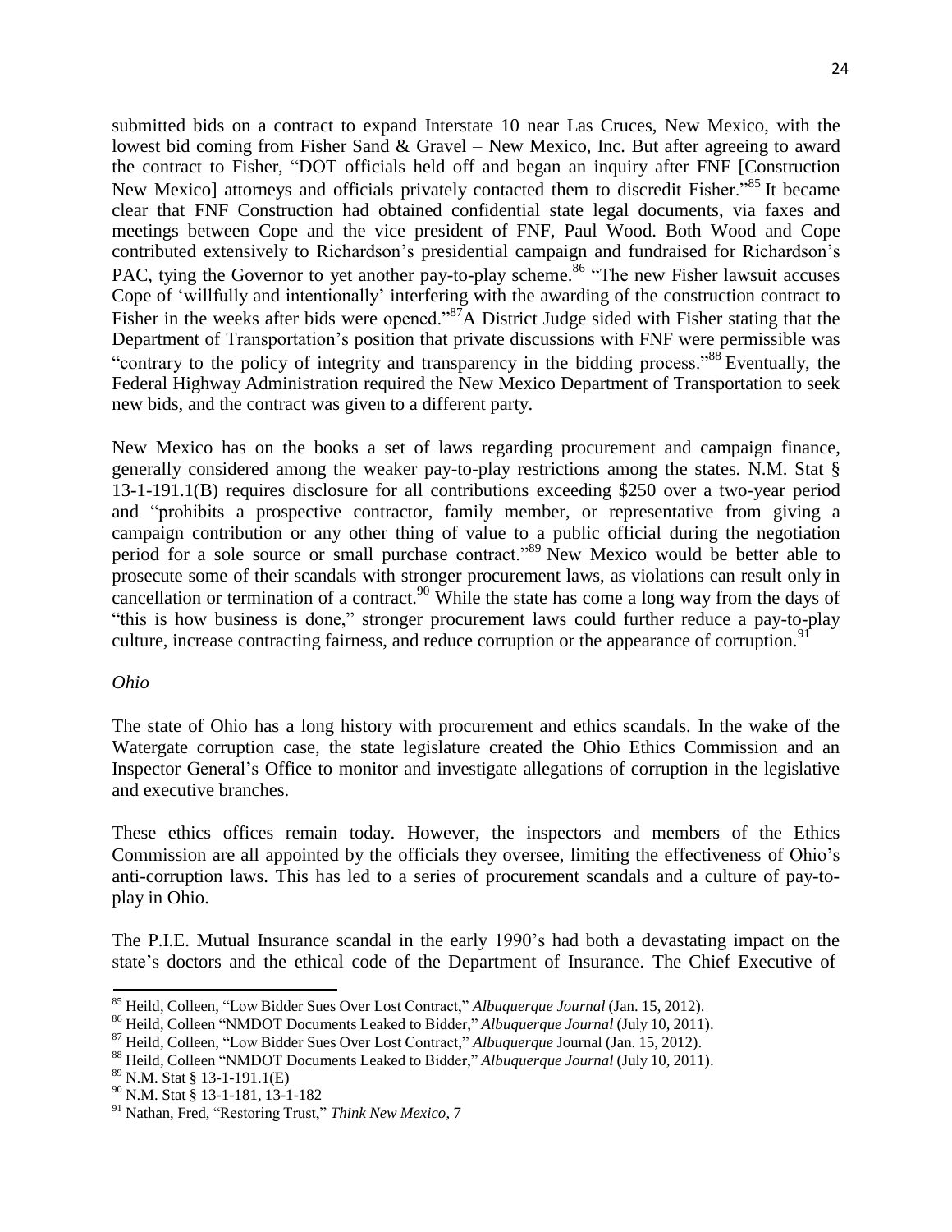submitted bids on a contract to expand Interstate 10 near Las Cruces, New Mexico, with the lowest bid coming from Fisher Sand & Gravel – New Mexico, Inc. But after agreeing to award the contract to Fisher, "DOT officials held off and began an inquiry after FNF [Construction New Mexico] attorneys and officials privately contacted them to discredit Fisher."[85] It became clear that FNF Construction had obtained confidential state legal documents, via faxes and meetings between Cope and the vice president of FNF, Paul Wood. Both Wood and Cope contributed extensively to Richardson's presidential campaign and fundraised for Richardson's PAC, tying the Governor to yet another pay-to-play scheme.[86] "The new Fisher lawsuit accuses Cope of 'willfully and intentionally' interfering with the awarding of the construction contract to Fisher in the weeks after bids were opened."[87]A District Judge sided with Fisher stating that the Department of Transportation's position that private discussions with FNF were permissible was "contrary to the policy of integrity and transparency in the bidding process."[88] Eventually, the Federal Highway Administration required the New Mexico Department of Transportation to seek new bids, and the contract was given to a different party.

New Mexico has on the books a set of laws regarding procurement and campaign finance, generally considered among the weaker pay-to-play restrictions among the states. N.M. Stat § 13-1-191.1(B) requires disclosure for all contributions exceeding $250 over a two-year period and "prohibits a prospective contractor, family member, or representative from giving a campaign contribution or any other thing of value to a public official during the negotiation period for a sole source or small purchase contract."[89] New Mexico would be better able to prosecute some of their scandals with stronger procurement laws, as violations can result only in cancellation or termination of a contract.[90] While the state has come a long way from the days of "this is how business is done," stronger procurement laws could further reduce a pay-to-play culture, increase contracting fairness, and reduce corruption or the appearance of corruption.[91]

*Ohio*

The state of Ohio has a long history with procurement and ethics scandals. In the wake of the Watergate corruption case, the state legislature created the Ohio Ethics Commission and an Inspector General's Office to monitor and investigate allegations of corruption in the legislative and executive branches.

These ethics offices remain today. However, the inspectors and members of the Ethics Commission are all appointed by the officials they oversee, limiting the effectiveness of Ohio's anti-corruption laws. This has led to a series of procurement scandals and a culture of pay-to-play in Ohio.

The P.I.E. Mutual Insurance scandal in the early 1990's had both a devastating impact on the state's doctors and the ethical code of the Department of Insurance. The Chief Executive of

---

[85] Heild, Colleen, "Low Bidder Sues Over Lost Contract," *Albuquerque Journal* (Jan. 15, 2012).

[86] Heild, Colleen "NMDOT Documents Leaked to Bidder," *Albuquerque Journal* (July 10, 2011).

[87] Heild, Colleen, "Low Bidder Sues Over Lost Contract," *Albuquerque* Journal (Jan. 15, 2012).

[88] Heild, Colleen "NMDOT Documents Leaked to Bidder," *Albuquerque Journal* (July 10, 2011).

[89] N.M. Stat § 13-1-191.1(E)

[90] N.M. Stat § 13-1-181, 13-1-182

[91] Nathan, Fred, "Restoring Trust," *Think New Mexico*, 7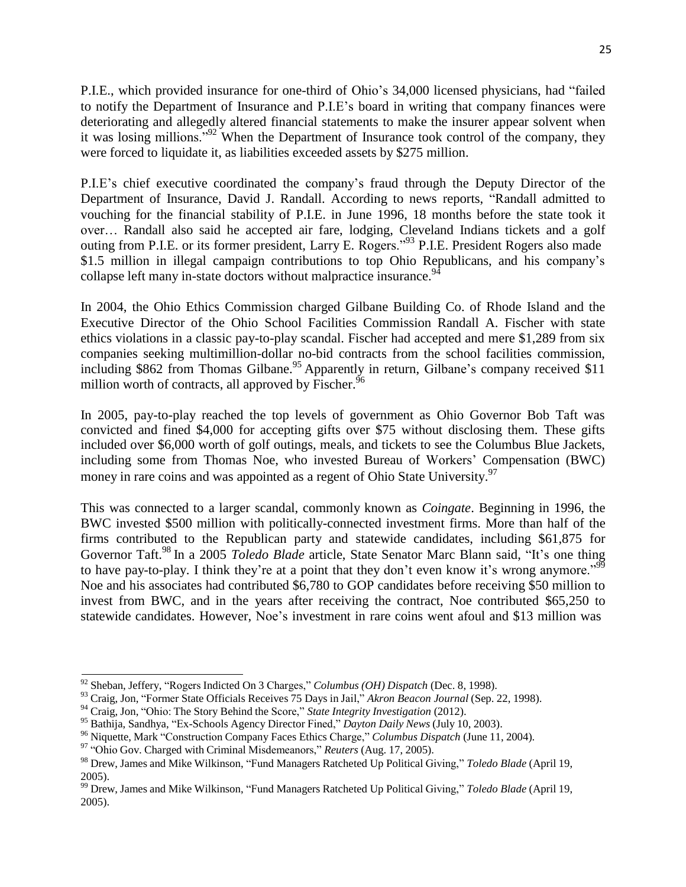P.I.E., which provided insurance for one-third of Ohio's 34,000 licensed physicians, had "failed to notify the Department of Insurance and P.I.E's board in writing that company finances were deteriorating and allegedly altered financial statements to make the insurer appear solvent when it was losing millions."[92] When the Department of Insurance took control of the company, they were forced to liquidate it, as liabilities exceeded assets by $275 million.

P.I.E's chief executive coordinated the company's fraud through the Deputy Director of the Department of Insurance, David J. Randall. According to news reports, "Randall admitted to vouching for the financial stability of P.I.E. in June 1996, 18 months before the state took it over… Randall also said he accepted air fare, lodging, Cleveland Indians tickets and a golf outing from P.I.E. or its former president, Larry E. Rogers."[93] P.I.E. President Rogers also made $1.5 million in illegal campaign contributions to top Ohio Republicans, and his company's collapse left many in-state doctors without malpractice insurance.[94]

In 2004, the Ohio Ethics Commission charged Gilbane Building Co. of Rhode Island and the Executive Director of the Ohio School Facilities Commission Randall A. Fischer with state ethics violations in a classic pay-to-play scandal. Fischer had accepted and mere $1,289 from six companies seeking multimillion-dollar no-bid contracts from the school facilities commission, including $862 from Thomas Gilbane.[95] Apparently in return, Gilbane's company received $11 million worth of contracts, all approved by Fischer.[96]

In 2005, pay-to-play reached the top levels of government as Ohio Governor Bob Taft was convicted and fined $4,000 for accepting gifts over $75 without disclosing them. These gifts included over $6,000 worth of golf outings, meals, and tickets to see the Columbus Blue Jackets, including some from Thomas Noe, who invested Bureau of Workers' Compensation (BWC) money in rare coins and was appointed as a regent of Ohio State University.[97]

This was connected to a larger scandal, commonly known as *Coingate*. Beginning in 1996, the BWC invested $500 million with politically-connected investment firms. More than half of the firms contributed to the Republican party and statewide candidates, including $61,875 for Governor Taft.[98] In a 2005 *Toledo Blade* article, State Senator Marc Blann said, "It's one thing to have pay-to-play. I think they're at a point that they don't even know it's wrong anymore."[99] Noe and his associates had contributed $6,780 to GOP candidates before receiving $50 million to invest from BWC, and in the years after receiving the contract, Noe contributed $65,250 to statewide candidates. However, Noe's investment in rare coins went afoul and $13 million was

---

[92] Sheban, Jeffery, "Rogers Indicted On 3 Charges," *Columbus (OH) Dispatch* (Dec. 8, 1998).

[93] Craig, Jon, "Former State Officials Receives 75 Days in Jail," *Akron Beacon Journal* (Sep. 22, 1998).

[94] Craig, Jon, "Ohio: The Story Behind the Score," *State Integrity Investigation* (2012).

[95] Bathija, Sandhya, "Ex-Schools Agency Director Fined," *Dayton Daily News* (July 10, 2003).

[96] Niquette, Mark "Construction Company Faces Ethics Charge," *Columbus Dispatch* (June 11, 2004).

[97] "Ohio Gov. Charged with Criminal Misdemeanors," *Reuters* (Aug. 17, 2005).

[98] Drew, James and Mike Wilkinson, "Fund Managers Ratcheted Up Political Giving," *Toledo Blade* (April 19, 2005).

[99] Drew, James and Mike Wilkinson, "Fund Managers Ratcheted Up Political Giving," *Toledo Blade* (April 19, 2005).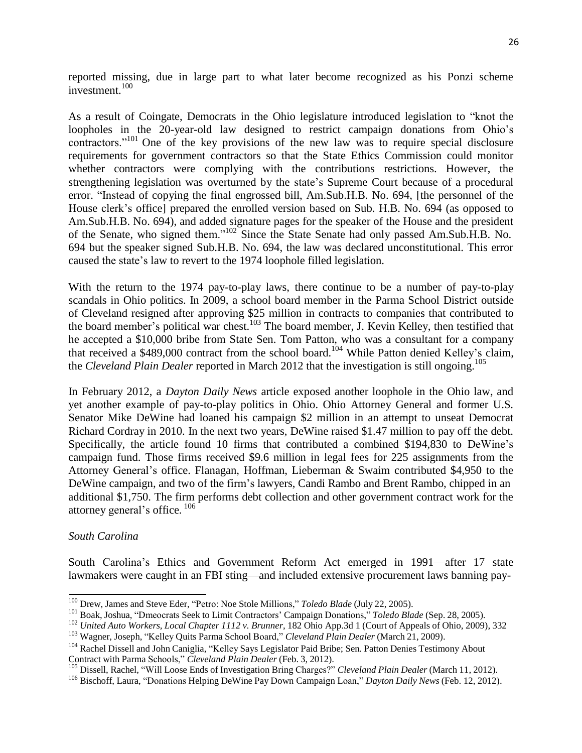reported missing, due in large part to what later become recognized as his Ponzi scheme investment.[100]

As a result of Coingate, Democrats in the Ohio legislature introduced legislation to "knot the loopholes in the 20-year-old law designed to restrict campaign donations from Ohio's contractors."[101] One of the key provisions of the new law was to require special disclosure requirements for government contractors so that the State Ethics Commission could monitor whether contractors were complying with the contributions restrictions. However, the strengthening legislation was overturned by the state's Supreme Court because of a procedural error. "Instead of copying the final engrossed bill, Am.Sub.H.B. No. 694, [the personnel of the House clerk's office] prepared the enrolled version based on Sub. H.B. No. 694 (as opposed to Am.Sub.H.B. No. 694), and added signature pages for the speaker of the House and the president of the Senate, who signed them."[102] Since the State Senate had only passed Am.Sub.H.B. No. 694 but the speaker signed Sub.H.B. No. 694, the law was declared unconstitutional. This error caused the state's law to revert to the 1974 loophole filled legislation.

With the return to the 1974 pay-to-play laws, there continue to be a number of pay-to-play scandals in Ohio politics. In 2009, a school board member in the Parma School District outside of Cleveland resigned after approving $25 million in contracts to companies that contributed to the board member's political war chest.[103] The board member, J. Kevin Kelley, then testified that he accepted a $10,000 bribe from State Sen. Tom Patton, who was a consultant for a company that received a $489,000 contract from the school board.[104] While Patton denied Kelley's claim, the *Cleveland Plain Dealer* reported in March 2012 that the investigation is still ongoing.[105]

In February 2012, a *Dayton Daily News* article exposed another loophole in the Ohio law, and yet another example of pay-to-play politics in Ohio. Ohio Attorney General and former U.S. Senator Mike DeWine had loaned his campaign $2 million in an attempt to unseat Democrat Richard Cordray in 2010. In the next two years, DeWine raised $1.47 million to pay off the debt. Specifically, the article found 10 firms that contributed a combined $194,830 to DeWine's campaign fund. Those firms received $9.6 million in legal fees for 225 assignments from the Attorney General's office. Flanagan, Hoffman, Lieberman & Swaim contributed $4,950 to the DeWine campaign, and two of the firm's lawyers, Candi Rambo and Brent Rambo, chipped in an additional $1,750. The firm performs debt collection and other government contract work for the attorney general's office.[106]

*South Carolina*

South Carolina's Ethics and Government Reform Act emerged in 1991—after 17 state lawmakers were caught in an FBI sting—and included extensive procurement laws banning pay-

---

[100] Drew, James and Steve Eder, "Petro: Noe Stole Millions," *Toledo Blade* (July 22, 2005).

[101] Boak, Joshua, "Dmeocrats Seek to Limit Contractors' Campaign Donations," *Toledo Blade* (Sep. 28, 2005).

[102] *United Auto Workers, Local Chapter 1112 v. Brunner*, 182 Ohio App.3d 1 (Court of Appeals of Ohio, 2009), 332

[103] Wagner, Joseph, "Kelley Quits Parma School Board," *Cleveland Plain Dealer* (March 21, 2009).

[104] Rachel Dissell and John Caniglia, "Kelley Says Legislator Paid Bribe; Sen. Patton Denies Testimony About Contract with Parma Schools," *Cleveland Plain Dealer* (Feb. 3, 2012).

[105] Dissell, Rachel, "Will Loose Ends of Investigation Bring Charges?" *Cleveland Plain Dealer* (March 11, 2012).

[106] Bischoff, Laura, "Donations Helping DeWine Pay Down Campaign Loan," *Dayton Daily News* (Feb. 12, 2012).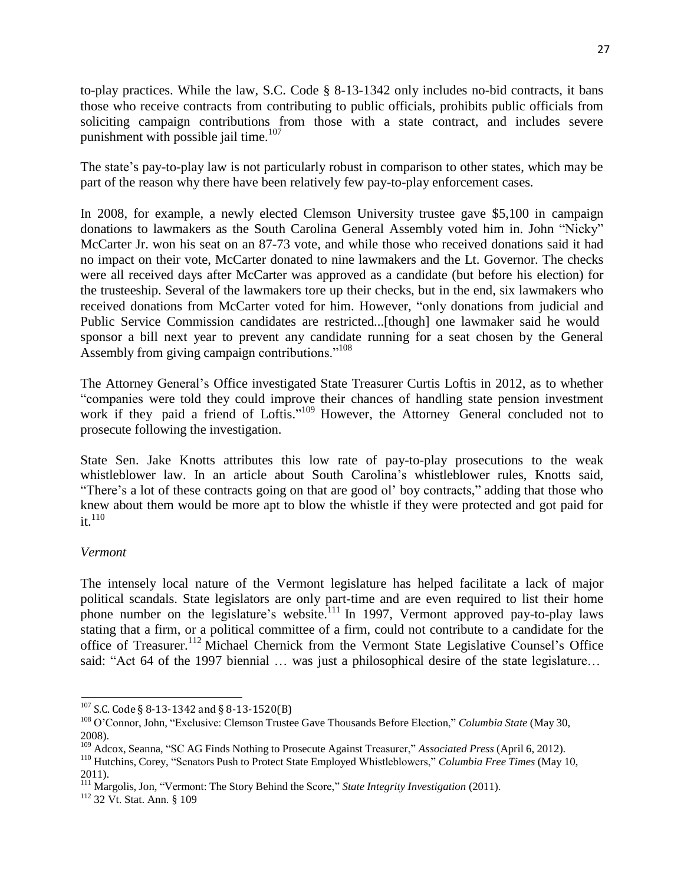to-play practices. While the law, S.C. Code § 8-13-1342 only includes no-bid contracts, it bans those who receive contracts from contributing to public officials, prohibits public officials from soliciting campaign contributions from those with a state contract, and includes severe punishment with possible jail time.[107]

The state's pay-to-play law is not particularly robust in comparison to other states, which may be part of the reason why there have been relatively few pay-to-play enforcement cases.

In 2008, for example, a newly elected Clemson University trustee gave $5,100 in campaign donations to lawmakers as the South Carolina General Assembly voted him in. John "Nicky" McCarter Jr. won his seat on an 87-73 vote, and while those who received donations said it had no impact on their vote, McCarter donated to nine lawmakers and the Lt. Governor. The checks were all received days after McCarter was approved as a candidate (but before his election) for the trusteeship. Several of the lawmakers tore up their checks, but in the end, six lawmakers who received donations from McCarter voted for him. However, "only donations from judicial and Public Service Commission candidates are restricted...[though] one lawmaker said he would sponsor a bill next year to prevent any candidate running for a seat chosen by the General Assembly from giving campaign contributions."[108]

The Attorney General's Office investigated State Treasurer Curtis Loftis in 2012, as to whether "companies were told they could improve their chances of handling state pension investment work if they paid a friend of Loftis."[109] However, the Attorney General concluded not to prosecute following the investigation.

State Sen. Jake Knotts attributes this low rate of pay-to-play prosecutions to the weak whistleblower law. In an article about South Carolina's whistleblower rules, Knotts said, "There's a lot of these contracts going on that are good ol' boy contracts," adding that those who knew about them would be more apt to blow the whistle if they were protected and got paid for it.[110]

*Vermont*

The intensely local nature of the Vermont legislature has helped facilitate a lack of major political scandals. State legislators are only part-time and are even required to list their home phone number on the legislature's website.[111] In 1997, Vermont approved pay-to-play laws stating that a firm, or a political committee of a firm, could not contribute to a candidate for the office of Treasurer.[112] Michael Chernick from the Vermont State Legislative Counsel's Office said: "Act 64 of the 1997 biennial … was just a philosophical desire of the state legislature…

---

[107] S.C. Code § 8-13-1342 and § 8-13-1520(B)

[108] O'Connor, John, "Exclusive: Clemson Trustee Gave Thousands Before Election," *Columbia State* (May 30, 2008).

[109] Adcox, Seanna, "SC AG Finds Nothing to Prosecute Against Treasurer," *Associated Press* (April 6, 2012).

[110] Hutchins, Corey, "Senators Push to Protect State Employed Whistleblowers," *Columbia Free Times* (May 10, 2011).

[111] Margolis, Jon, "Vermont: The Story Behind the Score," *State Integrity Investigation* (2011).

[112] 32 Vt. Stat. Ann. § 109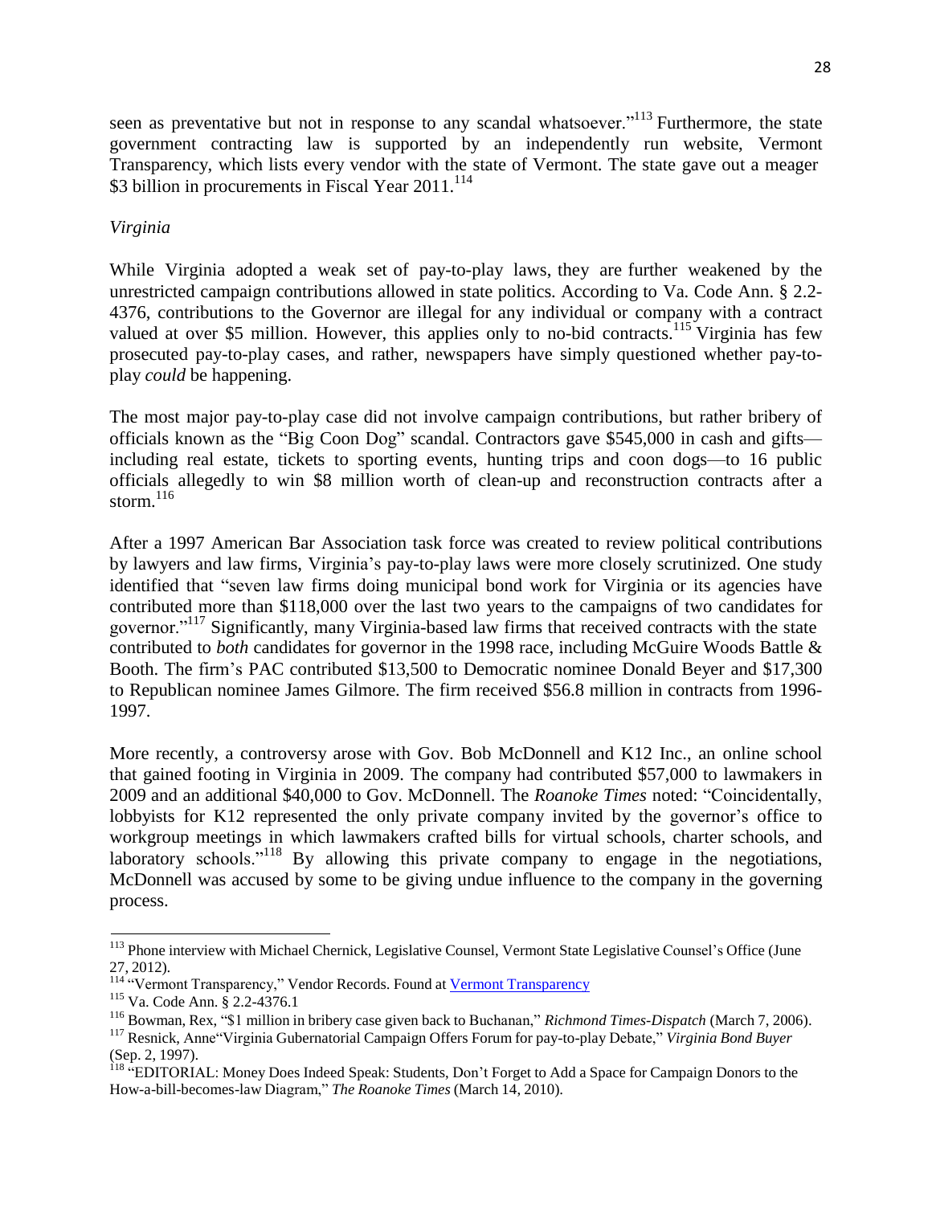seen as preventative but not in response to any scandal whatsoever."[113] Furthermore, the state government contracting law is supported by an independently run website, Vermont Transparency, which lists every vendor with the state of Vermont. The state gave out a meager $3 billion in procurements in Fiscal Year 2011.[114]

*Virginia*

While Virginia adopted a weak set of pay-to-play laws, they are further weakened by the unrestricted campaign contributions allowed in state politics. According to Va. Code Ann. § 2.2-4376, contributions to the Governor are illegal for any individual or company with a contract valued at over $5 million. However, this applies only to no-bid contracts.[115] Virginia has few prosecuted pay-to-play cases, and rather, newspapers have simply questioned whether pay-to-play *could* be happening.

The most major pay-to-play case did not involve campaign contributions, but rather bribery of officials known as the "Big Coon Dog" scandal. Contractors gave $545,000 in cash and gifts—including real estate, tickets to sporting events, hunting trips and coon dogs—to 16 public officials allegedly to win $8 million worth of clean-up and reconstruction contracts after a storm.[116]

After a 1997 American Bar Association task force was created to review political contributions by lawyers and law firms, Virginia's pay-to-play laws were more closely scrutinized. One study identified that "seven law firms doing municipal bond work for Virginia or its agencies have contributed more than $118,000 over the last two years to the campaigns of two candidates for governor."[117] Significantly, many Virginia-based law firms that received contracts with the state contributed to *both* candidates for governor in the 1998 race, including McGuire Woods Battle & Booth. The firm's PAC contributed $13,500 to Democratic nominee Donald Beyer and $17,300 to Republican nominee James Gilmore. The firm received $56.8 million in contracts from 1996-1997.

More recently, a controversy arose with Gov. Bob McDonnell and K12 Inc., an online school that gained footing in Virginia in 2009. The company had contributed $57,000 to lawmakers in 2009 and an additional $40,000 to Gov. McDonnell. The *Roanoke Times* noted: "Coincidentally, lobbyists for K12 represented the only private company invited by the governor's office to workgroup meetings in which lawmakers crafted bills for virtual schools, charter schools, and laboratory schools."[118] By allowing this private company to engage in the negotiations, McDonnell was accused by some to be giving undue influence to the company in the governing process.

---

[113] Phone interview with Michael Chernick, Legislative Counsel, Vermont State Legislative Counsel's Office (June 27, 2012).

[114] "Vermont Transparency," Vendor Records. Found at Vermont Transparency

[115] Va. Code Ann. § 2.2-4376.1

[116] Bowman, Rex, "$1 million in bribery case given back to Buchanan," *Richmond Times-Dispatch* (March 7, 2006).

[117] Resnick, Anne"Virginia Gubernatorial Campaign Offers Forum for pay-to-play Debate," *Virginia Bond Buyer* (Sep. 2, 1997).

[118] "EDITORIAL: Money Does Indeed Speak: Students, Don't Forget to Add a Space for Campaign Donors to the How-a-bill-becomes-law Diagram," *The Roanoke Times* (March 14, 2010).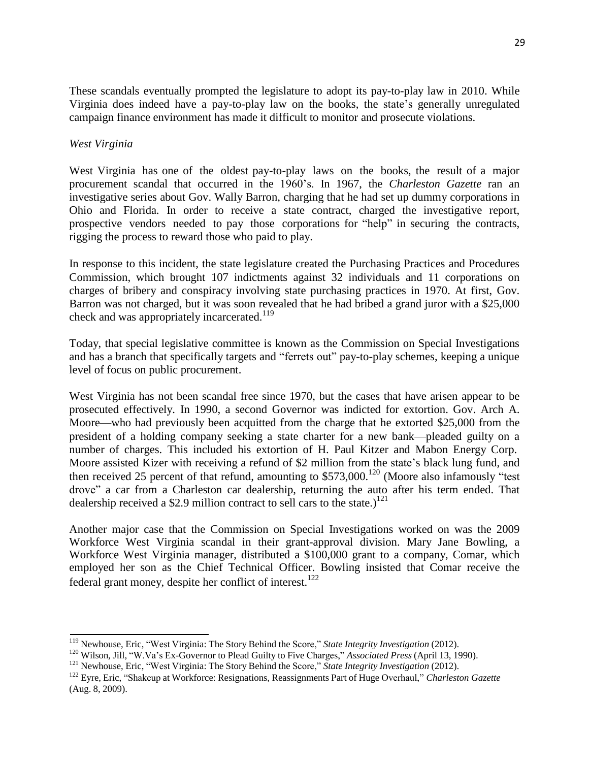These scandals eventually prompted the legislature to adopt its pay-to-play law in 2010. While Virginia does indeed have a pay-to-play law on the books, the state's generally unregulated campaign finance environment has made it difficult to monitor and prosecute violations.

*West Virginia*

West Virginia has one of the oldest pay-to-play laws on the books, the result of a major procurement scandal that occurred in the 1960's. In 1967, the *Charleston Gazette* ran an investigative series about Gov. Wally Barron, charging that he had set up dummy corporations in Ohio and Florida. In order to receive a state contract, charged the investigative report, prospective vendors needed to pay those corporations for "help" in securing the contracts, rigging the process to reward those who paid to play.

In response to this incident, the state legislature created the Purchasing Practices and Procedures Commission, which brought 107 indictments against 32 individuals and 11 corporations on charges of bribery and conspiracy involving state purchasing practices in 1970. At first, Gov. Barron was not charged, but it was soon revealed that he had bribed a grand juror with a $25,000 check and was appropriately incarcerated.[119]

Today, that special legislative committee is known as the Commission on Special Investigations and has a branch that specifically targets and "ferrets out" pay-to-play schemes, keeping a unique level of focus on public procurement.

West Virginia has not been scandal free since 1970, but the cases that have arisen appear to be prosecuted effectively. In 1990, a second Governor was indicted for extortion. Gov. Arch A. Moore—who had previously been acquitted from the charge that he extorted $25,000 from the president of a holding company seeking a state charter for a new bank—pleaded guilty on a number of charges. This included his extortion of H. Paul Kitzer and Mabon Energy Corp. Moore assisted Kizer with receiving a refund of $2 million from the state's black lung fund, and then received 25 percent of that refund, amounting to $573,000.[120] (Moore also infamously "test drove" a car from a Charleston car dealership, returning the auto after his term ended. That dealership received a $2.9 million contract to sell cars to the state.)[121]

Another major case that the Commission on Special Investigations worked on was the 2009 Workforce West Virginia scandal in their grant-approval division. Mary Jane Bowling, a Workforce West Virginia manager, distributed a $100,000 grant to a company, Comar, which employed her son as the Chief Technical Officer. Bowling insisted that Comar receive the federal grant money, despite her conflict of interest.[122]

---

[119] Newhouse, Eric, "West Virginia: The Story Behind the Score," *State Integrity Investigation* (2012).

[120] Wilson, Jill, "W.Va's Ex-Governor to Plead Guilty to Five Charges," *Associated Press* (April 13, 1990).

[121] Newhouse, Eric, "West Virginia: The Story Behind the Score," *State Integrity Investigation* (2012).

[122] Eyre, Eric, "Shakeup at Workforce: Resignations, Reassignments Part of Huge Overhaul," *Charleston Gazette* (Aug. 8, 2009).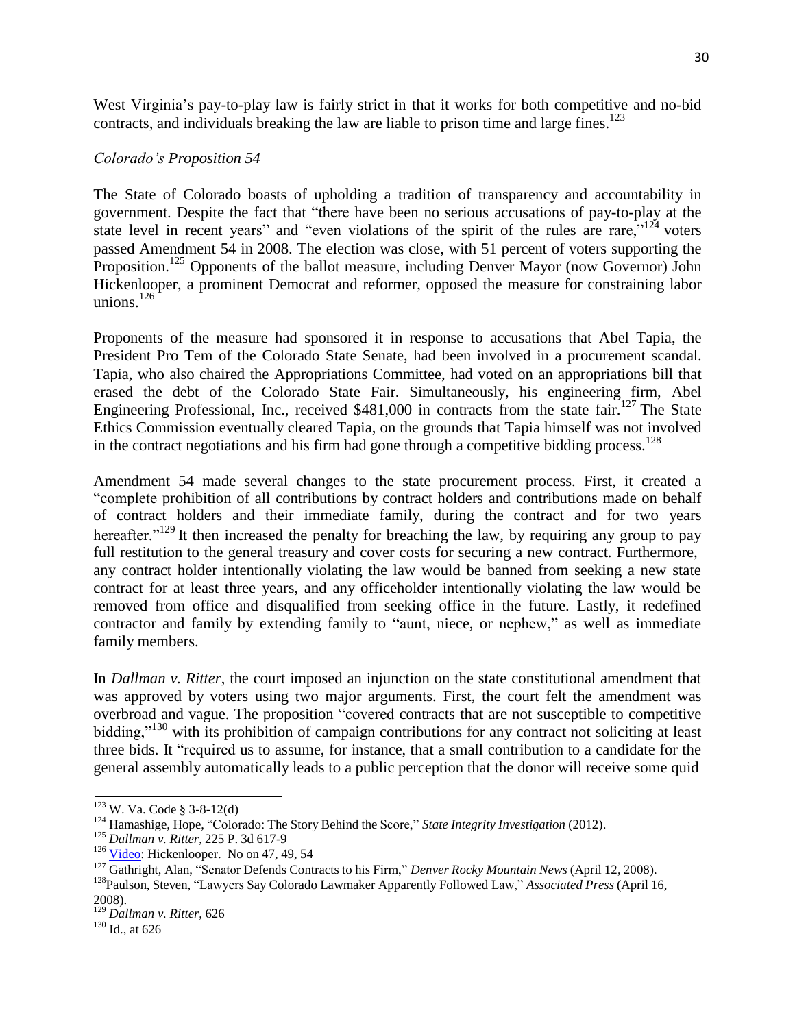West Virginia's pay-to-play law is fairly strict in that it works for both competitive and no-bid contracts, and individuals breaking the law are liable to prison time and large fines.[123]

*Colorado's Proposition 54*

The State of Colorado boasts of upholding a tradition of transparency and accountability in government. Despite the fact that "there have been no serious accusations of pay-to-play at the state level in recent years" and "even violations of the spirit of the rules are rare,"[124] voters passed Amendment 54 in 2008. The election was close, with 51 percent of voters supporting the Proposition.[125] Opponents of the ballot measure, including Denver Mayor (now Governor) John Hickenlooper, a prominent Democrat and reformer, opposed the measure for constraining labor unions.[126]

Proponents of the measure had sponsored it in response to accusations that Abel Tapia, the President Pro Tem of the Colorado State Senate, had been involved in a procurement scandal. Tapia, who also chaired the Appropriations Committee, had voted on an appropriations bill that erased the debt of the Colorado State Fair. Simultaneously, his engineering firm, Abel Engineering Professional, Inc., received $481,000 in contracts from the state fair.[127] The State Ethics Commission eventually cleared Tapia, on the grounds that Tapia himself was not involved in the contract negotiations and his firm had gone through a competitive bidding process.[128]

Amendment 54 made several changes to the state procurement process. First, it created a "complete prohibition of all contributions by contract holders and contributions made on behalf of contract holders and their immediate family, during the contract and for two years hereafter."[129] It then increased the penalty for breaching the law, by requiring any group to pay full restitution to the general treasury and cover costs for securing a new contract. Furthermore, any contract holder intentionally violating the law would be banned from seeking a new state contract for at least three years, and any officeholder intentionally violating the law would be removed from office and disqualified from seeking office in the future. Lastly, it redefined contractor and family by extending family to "aunt, niece, or nephew," as well as immediate family members.

In *Dallman v. Ritter*, the court imposed an injunction on the state constitutional amendment that was approved by voters using two major arguments. First, the court felt the amendment was overbroad and vague. The proposition "covered contracts that are not susceptible to competitive bidding,"[130] with its prohibition of campaign contributions for any contract not soliciting at least three bids. It "required us to assume, for instance, that a small contribution to a candidate for the general assembly automatically leads to a public perception that the donor will receive some quid

---

[123] W. Va. Code § 3-8-12(d)

[124] Hamashige, Hope, "Colorado: The Story Behind the Score," *State Integrity Investigation* (2012).

[125] *Dallman v. Ritter*, 225 P. 3d 617-9

[126] Video: Hickenlooper. No on 47, 49, 54

[127] Gathright, Alan, "Senator Defends Contracts to his Firm," *Denver Rocky Mountain News* (April 12, 2008).

[128] Paulson, Steven, "Lawyers Say Colorado Lawmaker Apparently Followed Law," *Associated Press* (April 16, 2008).

[129] *Dallman v. Ritter*, 626

[130] Id., at 626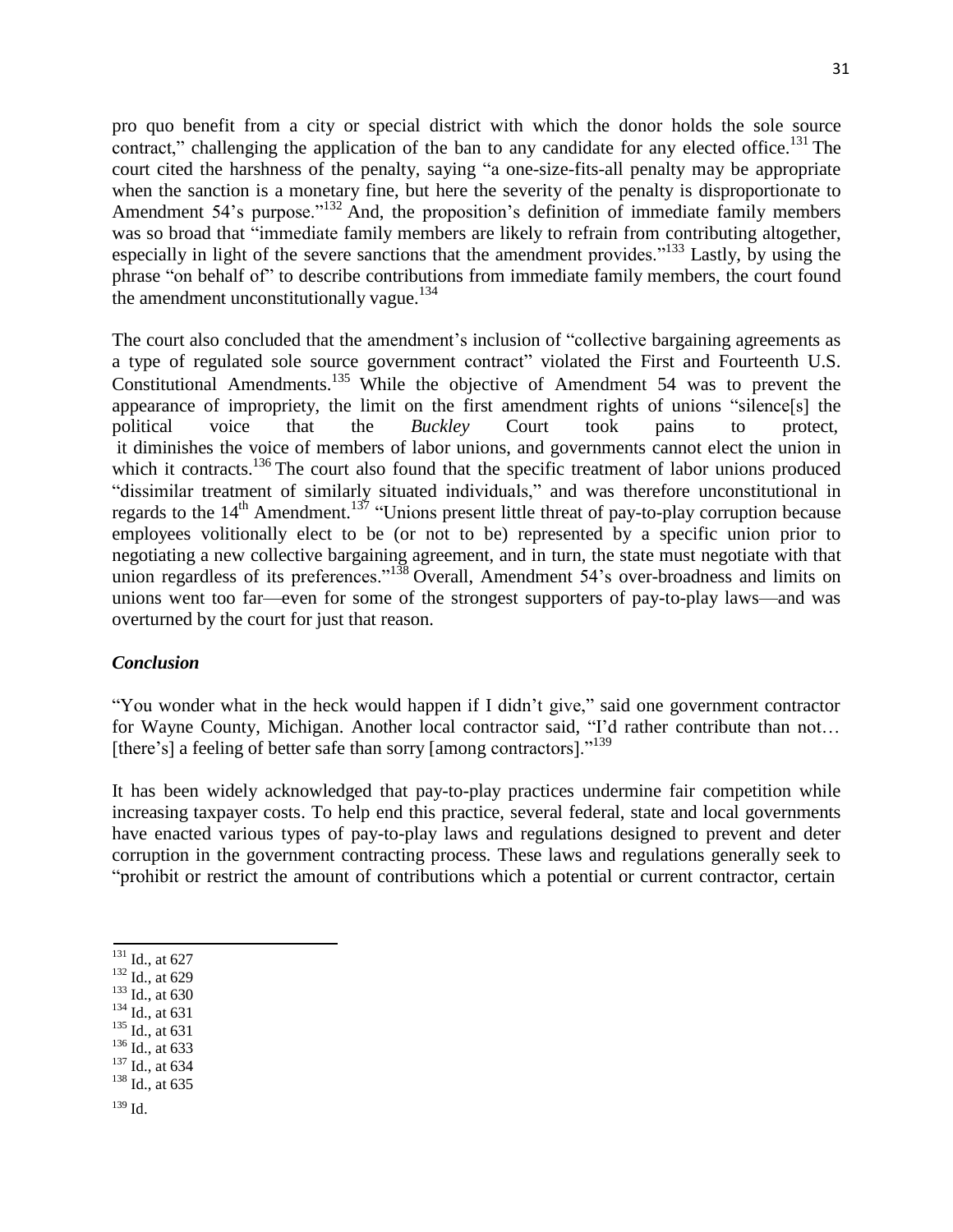pro quo benefit from a city or special district with which the donor holds the sole source contract," challenging the application of the ban to any candidate for any elected office.[131] The court cited the harshness of the penalty, saying "a one-size-fits-all penalty may be appropriate when the sanction is a monetary fine, but here the severity of the penalty is disproportionate to Amendment 54's purpose."[132] And, the proposition's definition of immediate family members was so broad that "immediate family members are likely to refrain from contributing altogether, especially in light of the severe sanctions that the amendment provides."[133] Lastly, by using the phrase "on behalf of" to describe contributions from immediate family members, the court found the amendment unconstitutionally vague.[134]

The court also concluded that the amendment's inclusion of "collective bargaining agreements as a type of regulated sole source government contract" violated the First and Fourteenth U.S. Constitutional Amendments.[135] While the objective of Amendment 54 was to prevent the appearance of impropriety, the limit on the first amendment rights of unions "silence[s] the political voice that the *Buckley* Court took pains to protect, it diminishes the voice of members of labor unions, and governments cannot elect the union in which it contracts.[136] The court also found that the specific treatment of labor unions produced "dissimilar treatment of similarly situated individuals," and was therefore unconstitutional in regards to the 14th Amendment.[137] "Unions present little threat of pay-to-play corruption because employees volitionally elect to be (or not to be) represented by a specific union prior to negotiating a new collective bargaining agreement, and in turn, the state must negotiate with that union regardless of its preferences."[138] Overall, Amendment 54's over-broadness and limits on unions went too far—even for some of the strongest supporters of pay-to-play laws—and was overturned by the court for just that reason.

### *Conclusion*

"You wonder what in the heck would happen if I didn't give," said one government contractor for Wayne County, Michigan. Another local contractor said, "I'd rather contribute than not… [there's] a feeling of better safe than sorry [among contractors]."[139]

It has been widely acknowledged that pay-to-play practices undermine fair competition while increasing taxpayer costs. To help end this practice, several federal, state and local governments have enacted various types of pay-to-play laws and regulations designed to prevent and deter corruption in the government contracting process. These laws and regulations generally seek to "prohibit or restrict the amount of contributions which a potential or current contractor, certain

---

[131] Id., at 627
[132] Id., at 629
[133] Id., at 630
[134] Id., at 631
[135] Id., at 631
[136] Id., at 633
[137] Id., at 634
[138] Id., at 635
[139] Id.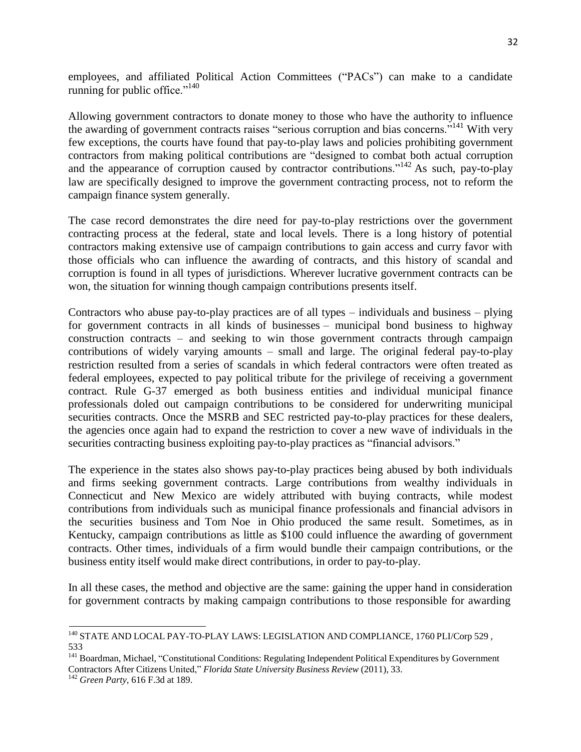employees, and affiliated Political Action Committees ("PACs") can make to a candidate running for public office."[140]

Allowing government contractors to donate money to those who have the authority to influence the awarding of government contracts raises "serious corruption and bias concerns."[141] With very few exceptions, the courts have found that pay-to-play laws and policies prohibiting government contractors from making political contributions are "designed to combat both actual corruption and the appearance of corruption caused by contractor contributions."[142] As such, pay-to-play law are specifically designed to improve the government contracting process, not to reform the campaign finance system generally.

The case record demonstrates the dire need for pay-to-play restrictions over the government contracting process at the federal, state and local levels. There is a long history of potential contractors making extensive use of campaign contributions to gain access and curry favor with those officials who can influence the awarding of contracts, and this history of scandal and corruption is found in all types of jurisdictions. Wherever lucrative government contracts can be won, the situation for winning though campaign contributions presents itself.

Contractors who abuse pay-to-play practices are of all types – individuals and business – plying for government contracts in all kinds of businesses – municipal bond business to highway construction contracts – and seeking to win those government contracts through campaign contributions of widely varying amounts – small and large. The original federal pay-to-play restriction resulted from a series of scandals in which federal contractors were often treated as federal employees, expected to pay political tribute for the privilege of receiving a government contract. Rule G-37 emerged as both business entities and individual municipal finance professionals doled out campaign contributions to be considered for underwriting municipal securities contracts. Once the MSRB and SEC restricted pay-to-play practices for these dealers, the agencies once again had to expand the restriction to cover a new wave of individuals in the securities contracting business exploiting pay-to-play practices as "financial advisors."

The experience in the states also shows pay-to-play practices being abused by both individuals and firms seeking government contracts. Large contributions from wealthy individuals in Connecticut and New Mexico are widely attributed with buying contracts, while modest contributions from individuals such as municipal finance professionals and financial advisors in the securities business and Tom Noe in Ohio produced the same result. Sometimes, as in Kentucky, campaign contributions as little as $100 could influence the awarding of government contracts. Other times, individuals of a firm would bundle their campaign contributions, or the business entity itself would make direct contributions, in order to pay-to-play.

In all these cases, the method and objective are the same: gaining the upper hand in consideration for government contracts by making campaign contributions to those responsible for awarding

---

[140] STATE AND LOCAL PAY-TO-PLAY LAWS: LEGISLATION AND COMPLIANCE, 1760 PLI/Corp 529 , 533

[141] Boardman, Michael, "Constitutional Conditions: Regulating Independent Political Expenditures by Government Contractors After Citizens United," *Florida State University Business Review* (2011), 33.

[142] *Green Party*, 616 F.3d at 189.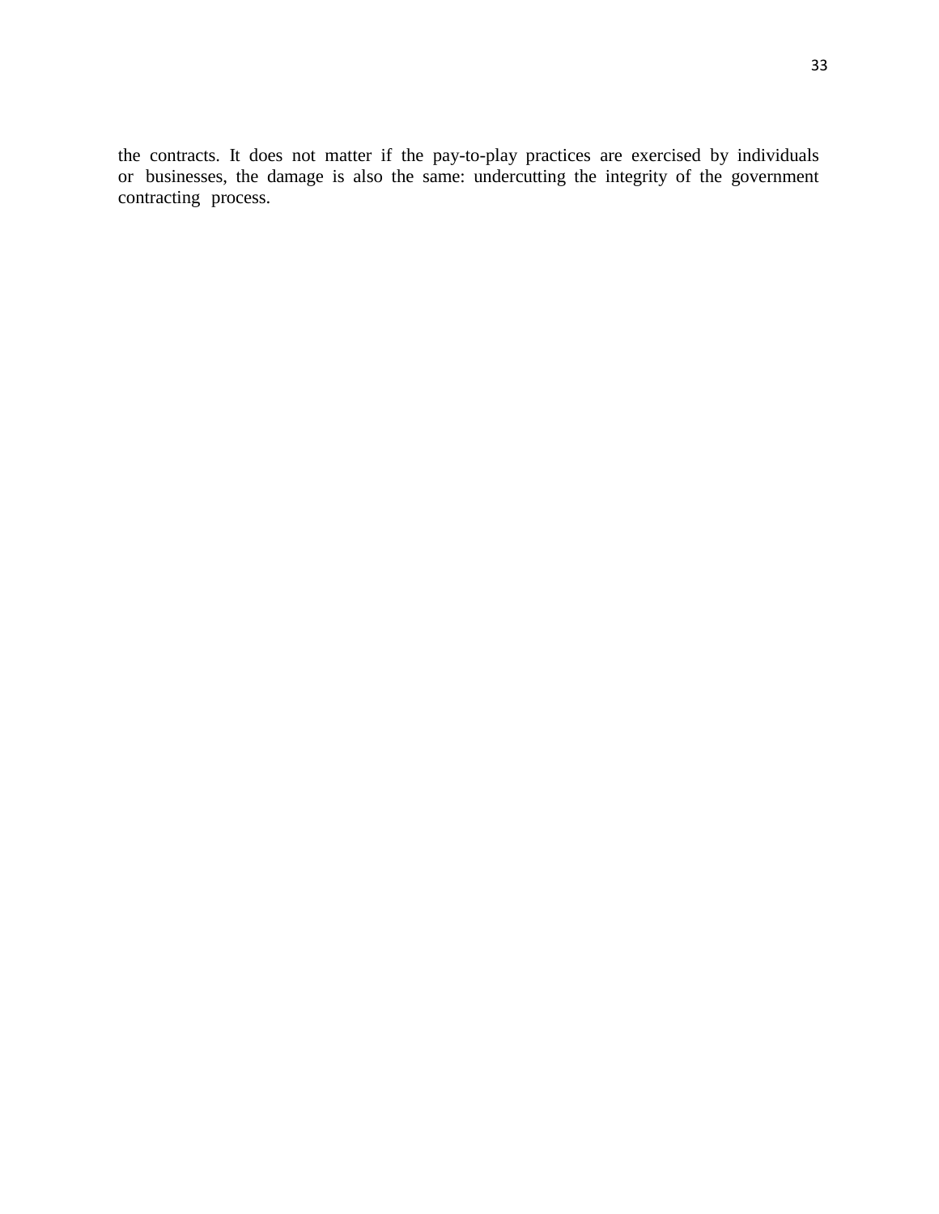the contracts. It does not matter if the pay-to-play practices are exercised by individuals or businesses, the damage is also the same: undercutting the integrity of the government contracting process.